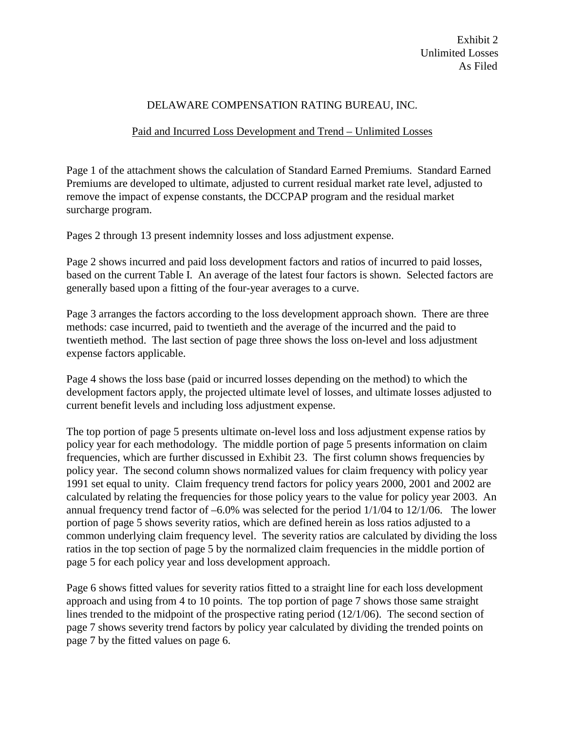Exhibit 2
Unlimited Losses
As Filed

# DELAWARE COMPENSATION RATING BUREAU, INC.

## Paid and Incurred Loss Development and Trend – Unlimited Losses

Page 1 of the attachment shows the calculation of Standard Earned Premiums. Standard Earned Premiums are developed to ultimate, adjusted to current residual market rate level, adjusted to remove the impact of expense constants, the DCCPAP program and the residual market surcharge program.

Pages 2 through 13 present indemnity losses and loss adjustment expense.

Page 2 shows incurred and paid loss development factors and ratios of incurred to paid losses, based on the current Table I. An average of the latest four factors is shown. Selected factors are generally based upon a fitting of the four-year averages to a curve.

Page 3 arranges the factors according to the loss development approach shown. There are three methods: case incurred, paid to twentieth and the average of the incurred and the paid to twentieth method. The last section of page three shows the loss on-level and loss adjustment expense factors applicable.

Page 4 shows the loss base (paid or incurred losses depending on the method) to which the development factors apply, the projected ultimate level of losses, and ultimate losses adjusted to current benefit levels and including loss adjustment expense.

The top portion of page 5 presents ultimate on-level loss and loss adjustment expense ratios by policy year for each methodology. The middle portion of page 5 presents information on claim frequencies, which are further discussed in Exhibit 23. The first column shows frequencies by policy year. The second column shows normalized values for claim frequency with policy year 1991 set equal to unity. Claim frequency trend factors for policy years 2000, 2001 and 2002 are calculated by relating the frequencies for those policy years to the value for policy year 2003. An annual frequency trend factor of –6.0% was selected for the period 1/1/04 to 12/1/06. The lower portion of page 5 shows severity ratios, which are defined herein as loss ratios adjusted to a common underlying claim frequency level. The severity ratios are calculated by dividing the loss ratios in the top section of page 5 by the normalized claim frequencies in the middle portion of page 5 for each policy year and loss development approach.

Page 6 shows fitted values for severity ratios fitted to a straight line for each loss development approach and using from 4 to 10 points. The top portion of page 7 shows those same straight lines trended to the midpoint of the prospective rating period (12/1/06). The second section of page 7 shows severity trend factors by policy year calculated by dividing the trended points on page 7 by the fitted values on page 6.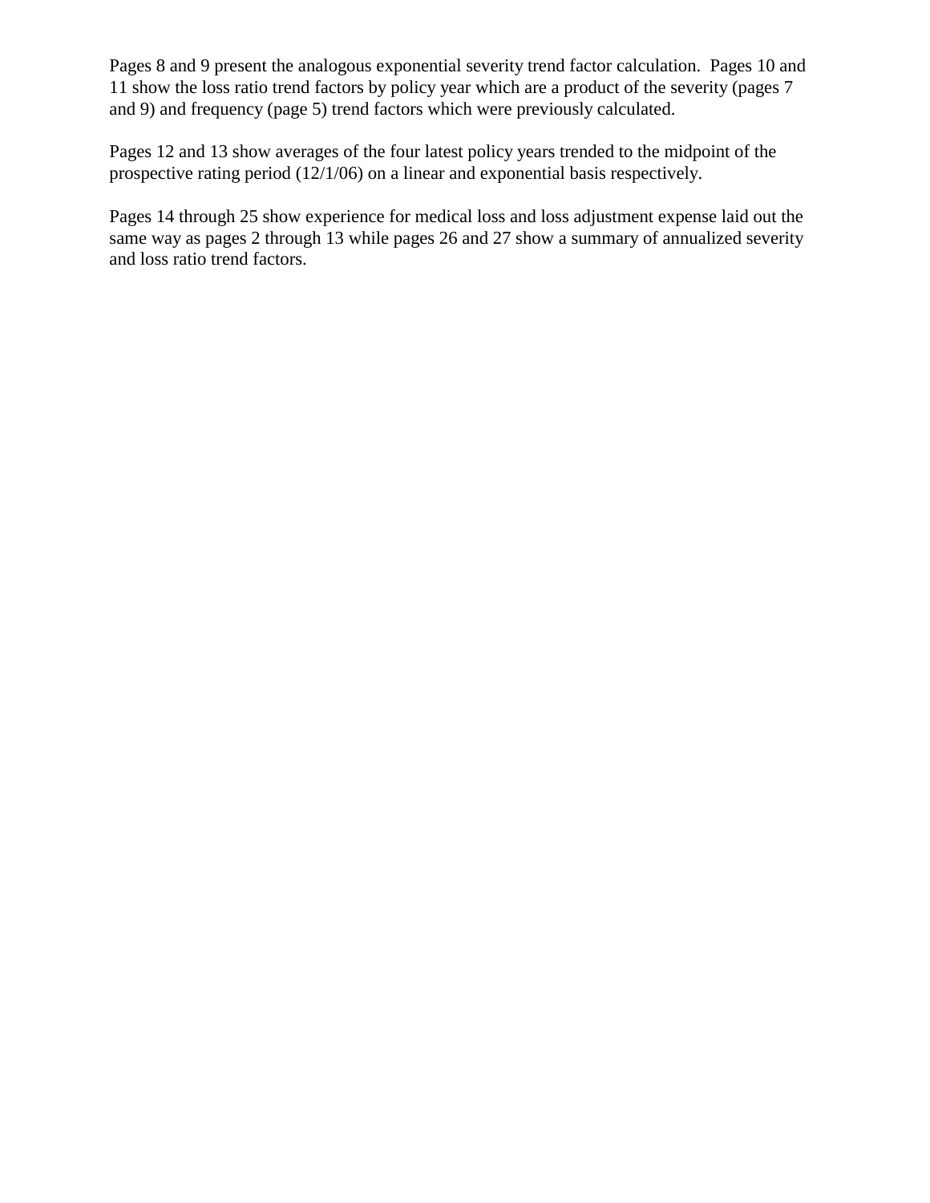Pages 8 and 9 present the analogous exponential severity trend factor calculation. Pages 10 and 11 show the loss ratio trend factors by policy year which are a product of the severity (pages 7 and 9) and frequency (page 5) trend factors which were previously calculated.

Pages 12 and 13 show averages of the four latest policy years trended to the midpoint of the prospective rating period (12/1/06) on a linear and exponential basis respectively.

Pages 14 through 25 show experience for medical loss and loss adjustment expense laid out the same way as pages 2 through 13 while pages 26 and 27 show a summary of annualized severity and loss ratio trend factors.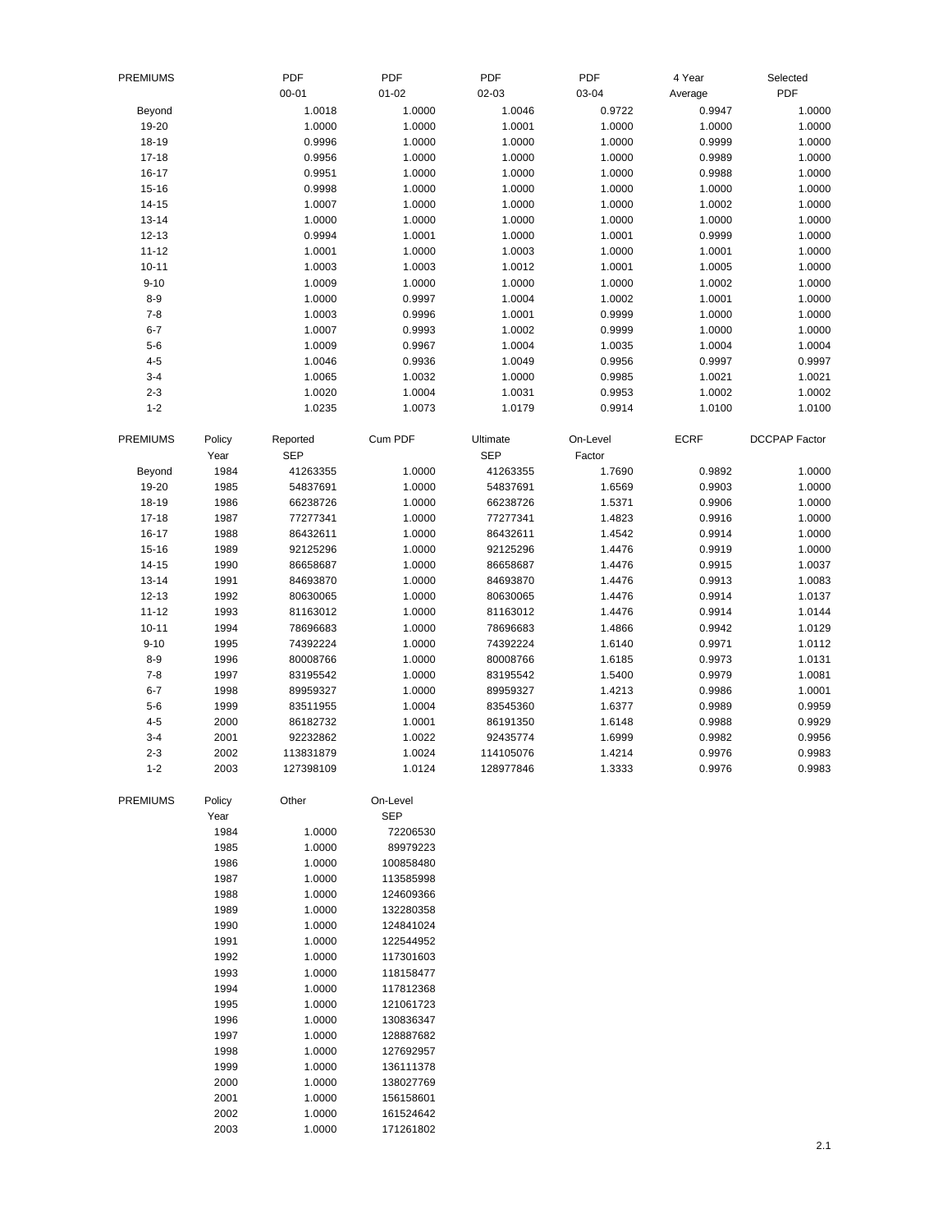| PREMIUMS | PDF 00-01 | PDF 01-02 | PDF 02-03 | PDF 03-04 | 4 Year Average | Selected PDF |
|---|---|---|---|---|---|---|
| Beyond | 1.0018 | 1.0000 | 1.0046 | 0.9722 | 0.9947 | 1.0000 |
| 19-20 | 1.0000 | 1.0000 | 1.0001 | 1.0000 | 1.0000 | 1.0000 |
| 18-19 | 0.9996 | 1.0000 | 1.0000 | 1.0000 | 0.9999 | 1.0000 |
| 17-18 | 0.9956 | 1.0000 | 1.0000 | 1.0000 | 0.9989 | 1.0000 |
| 16-17 | 0.9951 | 1.0000 | 1.0000 | 1.0000 | 0.9988 | 1.0000 |
| 15-16 | 0.9998 | 1.0000 | 1.0000 | 1.0000 | 1.0000 | 1.0000 |
| 14-15 | 1.0007 | 1.0000 | 1.0000 | 1.0000 | 1.0002 | 1.0000 |
| 13-14 | 1.0000 | 1.0000 | 1.0000 | 1.0000 | 1.0000 | 1.0000 |
| 12-13 | 0.9994 | 1.0001 | 1.0000 | 1.0001 | 0.9999 | 1.0000 |
| 11-12 | 1.0001 | 1.0000 | 1.0003 | 1.0000 | 1.0001 | 1.0000 |
| 10-11 | 1.0003 | 1.0003 | 1.0012 | 1.0001 | 1.0005 | 1.0000 |
| 9-10 | 1.0009 | 1.0000 | 1.0000 | 1.0000 | 1.0002 | 1.0000 |
| 8-9 | 1.0000 | 0.9997 | 1.0004 | 1.0002 | 1.0001 | 1.0000 |
| 7-8 | 1.0003 | 0.9996 | 1.0001 | 0.9999 | 1.0000 | 1.0000 |
| 6-7 | 1.0007 | 0.9993 | 1.0002 | 0.9999 | 1.0000 | 1.0000 |
| 5-6 | 1.0009 | 0.9967 | 1.0004 | 1.0035 | 1.0004 | 1.0004 |
| 4-5 | 1.0046 | 0.9936 | 1.0049 | 0.9956 | 0.9997 | 0.9997 |
| 3-4 | 1.0065 | 1.0032 | 1.0000 | 0.9985 | 1.0021 | 1.0021 |
| 2-3 | 1.0020 | 1.0004 | 1.0031 | 0.9953 | 1.0002 | 1.0002 |
| 1-2 | 1.0235 | 1.0073 | 1.0179 | 0.9914 | 1.0100 | 1.0100 |

| PREMIUMS | Policy Year | Reported SEP | Cum PDF | Ultimate SEP | On-Level Factor | ECRF | DCCPAP Factor |
|---|---|---|---|---|---|---|---|
| Beyond | 1984 | 41263355 | 1.0000 | 41263355 | 1.7690 | 0.9892 | 1.0000 |
| 19-20 | 1985 | 54837691 | 1.0000 | 54837691 | 1.6569 | 0.9903 | 1.0000 |
| 18-19 | 1986 | 66238726 | 1.0000 | 66238726 | 1.5371 | 0.9906 | 1.0000 |
| 17-18 | 1987 | 77277341 | 1.0000 | 77277341 | 1.4823 | 0.9916 | 1.0000 |
| 16-17 | 1988 | 86432611 | 1.0000 | 86432611 | 1.4542 | 0.9914 | 1.0000 |
| 15-16 | 1989 | 92125296 | 1.0000 | 92125296 | 1.4476 | 0.9919 | 1.0000 |
| 14-15 | 1990 | 86658687 | 1.0000 | 86658687 | 1.4476 | 0.9915 | 1.0037 |
| 13-14 | 1991 | 84693870 | 1.0000 | 84693870 | 1.4476 | 0.9913 | 1.0083 |
| 12-13 | 1992 | 80630065 | 1.0000 | 80630065 | 1.4476 | 0.9914 | 1.0137 |
| 11-12 | 1993 | 81163012 | 1.0000 | 81163012 | 1.4476 | 0.9914 | 1.0144 |
| 10-11 | 1994 | 78696683 | 1.0000 | 78696683 | 1.4866 | 0.9942 | 1.0129 |
| 9-10 | 1995 | 74392224 | 1.0000 | 74392224 | 1.6140 | 0.9971 | 1.0112 |
| 8-9 | 1996 | 80008766 | 1.0000 | 80008766 | 1.6185 | 0.9973 | 1.0131 |
| 7-8 | 1997 | 83195542 | 1.0000 | 83195542 | 1.5400 | 0.9979 | 1.0081 |
| 6-7 | 1998 | 89959327 | 1.0000 | 89959327 | 1.4213 | 0.9986 | 1.0001 |
| 5-6 | 1999 | 83511955 | 1.0004 | 83545360 | 1.6377 | 0.9989 | 0.9959 |
| 4-5 | 2000 | 86182732 | 1.0001 | 86191350 | 1.6148 | 0.9988 | 0.9929 |
| 3-4 | 2001 | 92232862 | 1.0022 | 92435774 | 1.6999 | 0.9982 | 0.9956 |
| 2-3 | 2002 | 113831879 | 1.0024 | 114105076 | 1.4214 | 0.9976 | 0.9983 |
| 1-2 | 2003 | 127398109 | 1.0124 | 128977846 | 1.3333 | 0.9976 | 0.9983 |

| PREMIUMS | Policy Year | Other | On-Level SEP |
|---|---|---|---|
| | 1984 | 1.0000 | 72206530 |
| | 1985 | 1.0000 | 89979223 |
| | 1986 | 1.0000 | 100858480 |
| | 1987 | 1.0000 | 113585998 |
| | 1988 | 1.0000 | 124609366 |
| | 1989 | 1.0000 | 132280358 |
| | 1990 | 1.0000 | 124841024 |
| | 1991 | 1.0000 | 122544952 |
| | 1992 | 1.0000 | 117301603 |
| | 1993 | 1.0000 | 118158477 |
| | 1994 | 1.0000 | 117812368 |
| | 1995 | 1.0000 | 121061723 |
| | 1996 | 1.0000 | 130836347 |
| | 1997 | 1.0000 | 128887682 |
| | 1998 | 1.0000 | 127692957 |
| | 1999 | 1.0000 | 136111378 |
| | 2000 | 1.0000 | 138027769 |
| | 2001 | 1.0000 | 156158601 |
| | 2002 | 1.0000 | 161524642 |
| | 2003 | 1.0000 | 171261802 |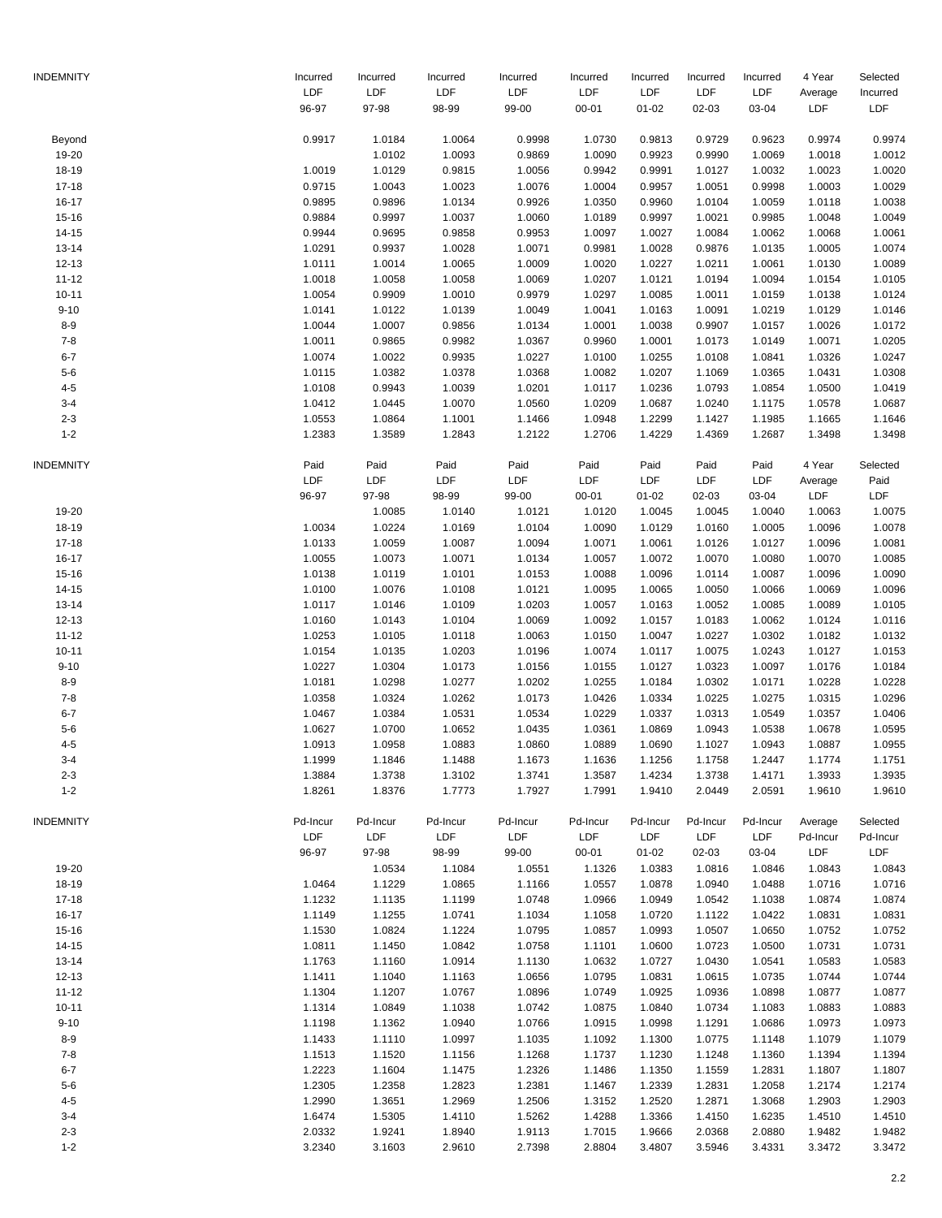| INDEMNITY | Incurred LDF 96-97 | Incurred LDF 97-98 | Incurred LDF 98-99 | Incurred LDF 99-00 | Incurred LDF 00-01 | Incurred LDF 01-02 | Incurred LDF 02-03 | Incurred LDF 03-04 | 4 Year Average LDF | Selected Incurred LDF |
|---|---|---|---|---|---|---|---|---|---|---|
| Beyond | 0.9917 | 1.0184 | 1.0064 | 0.9998 | 1.0730 | 0.9813 | 0.9729 | 0.9623 | 0.9974 | 0.9974 |
| 19-20 | | 1.0102 | 1.0093 | 0.9869 | 1.0090 | 0.9923 | 0.9990 | 1.0069 | 1.0018 | 1.0012 |
| 18-19 | 1.0019 | 1.0129 | 0.9815 | 1.0056 | 0.9942 | 0.9991 | 1.0127 | 1.0032 | 1.0023 | 1.0020 |
| 17-18 | 0.9715 | 1.0043 | 1.0023 | 1.0076 | 1.0004 | 0.9957 | 1.0051 | 0.9998 | 1.0003 | 1.0029 |
| 16-17 | 0.9895 | 0.9896 | 1.0134 | 0.9926 | 1.0350 | 0.9960 | 1.0104 | 1.0059 | 1.0118 | 1.0038 |
| 15-16 | 0.9884 | 0.9997 | 1.0037 | 1.0060 | 1.0189 | 0.9997 | 1.0021 | 0.9985 | 1.0048 | 1.0049 |
| 14-15 | 0.9944 | 0.9695 | 0.9858 | 0.9953 | 1.0097 | 1.0027 | 1.0084 | 1.0062 | 1.0068 | 1.0061 |
| 13-14 | 1.0291 | 0.9937 | 1.0028 | 1.0071 | 0.9981 | 1.0028 | 0.9876 | 1.0135 | 1.0005 | 1.0074 |
| 12-13 | 1.0111 | 1.0014 | 1.0065 | 1.0009 | 1.0020 | 1.0227 | 1.0211 | 1.0061 | 1.0130 | 1.0089 |
| 11-12 | 1.0018 | 1.0058 | 1.0058 | 1.0069 | 1.0207 | 1.0121 | 1.0194 | 1.0094 | 1.0154 | 1.0105 |
| 10-11 | 1.0054 | 0.9909 | 1.0010 | 0.9979 | 1.0297 | 1.0085 | 1.0011 | 1.0159 | 1.0138 | 1.0124 |
| 9-10 | 1.0141 | 1.0122 | 1.0139 | 1.0049 | 1.0041 | 1.0163 | 1.0091 | 1.0219 | 1.0129 | 1.0146 |
| 8-9 | 1.0044 | 1.0007 | 0.9856 | 1.0134 | 1.0001 | 1.0038 | 0.9907 | 1.0157 | 1.0026 | 1.0172 |
| 7-8 | 1.0011 | 0.9865 | 0.9982 | 1.0367 | 0.9960 | 1.0001 | 1.0173 | 1.0149 | 1.0071 | 1.0205 |
| 6-7 | 1.0074 | 1.0022 | 0.9935 | 1.0227 | 1.0100 | 1.0255 | 1.0108 | 1.0841 | 1.0326 | 1.0247 |
| 5-6 | 1.0115 | 1.0382 | 1.0378 | 1.0368 | 1.0082 | 1.0207 | 1.1069 | 1.0365 | 1.0431 | 1.0308 |
| 4-5 | 1.0108 | 0.9943 | 1.0039 | 1.0201 | 1.0117 | 1.0236 | 1.0793 | 1.0854 | 1.0500 | 1.0419 |
| 3-4 | 1.0412 | 1.0445 | 1.0070 | 1.0560 | 1.0209 | 1.0687 | 1.0240 | 1.1175 | 1.0578 | 1.0687 |
| 2-3 | 1.0553 | 1.0864 | 1.1001 | 1.1466 | 1.0948 | 1.2299 | 1.1427 | 1.1985 | 1.1665 | 1.1646 |
| 1-2 | 1.2383 | 1.3589 | 1.2843 | 1.2122 | 1.2706 | 1.4229 | 1.4369 | 1.2687 | 1.3498 | 1.3498 |

| INDEMNITY | Paid LDF 96-97 | Paid LDF 97-98 | Paid LDF 98-99 | Paid LDF 99-00 | Paid LDF 00-01 | Paid LDF 01-02 | Paid LDF 02-03 | Paid LDF 03-04 | 4 Year Average LDF | Selected Paid LDF |
|---|---|---|---|---|---|---|---|---|---|---|
| 19-20 | | 1.0085 | 1.0140 | 1.0121 | 1.0120 | 1.0045 | 1.0045 | 1.0040 | 1.0063 | 1.0075 |
| 18-19 | 1.0034 | 1.0224 | 1.0169 | 1.0104 | 1.0090 | 1.0129 | 1.0160 | 1.0005 | 1.0096 | 1.0078 |
| 17-18 | 1.0133 | 1.0059 | 1.0087 | 1.0094 | 1.0071 | 1.0061 | 1.0126 | 1.0127 | 1.0096 | 1.0081 |
| 16-17 | 1.0055 | 1.0073 | 1.0071 | 1.0134 | 1.0057 | 1.0072 | 1.0070 | 1.0080 | 1.0070 | 1.0085 |
| 15-16 | 1.0138 | 1.0119 | 1.0101 | 1.0153 | 1.0088 | 1.0096 | 1.0114 | 1.0087 | 1.0096 | 1.0090 |
| 14-15 | 1.0100 | 1.0076 | 1.0108 | 1.0121 | 1.0095 | 1.0065 | 1.0050 | 1.0066 | 1.0069 | 1.0096 |
| 13-14 | 1.0117 | 1.0146 | 1.0109 | 1.0203 | 1.0057 | 1.0163 | 1.0052 | 1.0085 | 1.0089 | 1.0105 |
| 12-13 | 1.0160 | 1.0143 | 1.0104 | 1.0069 | 1.0092 | 1.0157 | 1.0183 | 1.0062 | 1.0124 | 1.0116 |
| 11-12 | 1.0253 | 1.0105 | 1.0118 | 1.0063 | 1.0150 | 1.0047 | 1.0227 | 1.0302 | 1.0182 | 1.0132 |
| 10-11 | 1.0154 | 1.0135 | 1.0203 | 1.0196 | 1.0074 | 1.0117 | 1.0075 | 1.0243 | 1.0127 | 1.0153 |
| 9-10 | 1.0227 | 1.0304 | 1.0173 | 1.0156 | 1.0155 | 1.0127 | 1.0323 | 1.0097 | 1.0176 | 1.0184 |
| 8-9 | 1.0181 | 1.0298 | 1.0277 | 1.0202 | 1.0255 | 1.0184 | 1.0302 | 1.0171 | 1.0228 | 1.0228 |
| 7-8 | 1.0358 | 1.0324 | 1.0262 | 1.0173 | 1.0426 | 1.0334 | 1.0225 | 1.0275 | 1.0315 | 1.0296 |
| 6-7 | 1.0467 | 1.0384 | 1.0531 | 1.0534 | 1.0229 | 1.0337 | 1.0313 | 1.0549 | 1.0357 | 1.0406 |
| 5-6 | 1.0627 | 1.0700 | 1.0652 | 1.0435 | 1.0361 | 1.0869 | 1.0943 | 1.0538 | 1.0678 | 1.0595 |
| 4-5 | 1.0913 | 1.0958 | 1.0883 | 1.0860 | 1.0889 | 1.0690 | 1.1027 | 1.0943 | 1.0887 | 1.0955 |
| 3-4 | 1.1999 | 1.1846 | 1.1488 | 1.1673 | 1.1636 | 1.1256 | 1.1758 | 1.2447 | 1.1774 | 1.1751 |
| 2-3 | 1.3884 | 1.3738 | 1.3102 | 1.3741 | 1.3587 | 1.4234 | 1.3738 | 1.4171 | 1.3933 | 1.3935 |
| 1-2 | 1.8261 | 1.8376 | 1.7773 | 1.7927 | 1.7991 | 1.9410 | 2.0449 | 2.0591 | 1.9610 | 1.9610 |

| INDEMNITY | Pd-Incur LDF 96-97 | Pd-Incur LDF 97-98 | Pd-Incur LDF 98-99 | Pd-Incur LDF 99-00 | Pd-Incur LDF 00-01 | Pd-Incur LDF 01-02 | Pd-Incur LDF 02-03 | Pd-Incur LDF 03-04 | Average Pd-Incur LDF | Selected Pd-Incur LDF |
|---|---|---|---|---|---|---|---|---|---|---|
| 19-20 | | 1.0534 | 1.1084 | 1.0551 | 1.1326 | 1.0383 | 1.0816 | 1.0846 | 1.0843 | 1.0843 |
| 18-19 | 1.0464 | 1.1229 | 1.0865 | 1.1166 | 1.0557 | 1.0878 | 1.0940 | 1.0488 | 1.0716 | 1.0716 |
| 17-18 | 1.1232 | 1.1135 | 1.1199 | 1.0748 | 1.0966 | 1.0949 | 1.0542 | 1.1038 | 1.0874 | 1.0874 |
| 16-17 | 1.1149 | 1.1255 | 1.0741 | 1.1034 | 1.1058 | 1.0720 | 1.1122 | 1.0422 | 1.0831 | 1.0831 |
| 15-16 | 1.1530 | 1.0824 | 1.1224 | 1.0795 | 1.0857 | 1.0993 | 1.0507 | 1.0650 | 1.0752 | 1.0752 |
| 14-15 | 1.0811 | 1.1450 | 1.0842 | 1.0758 | 1.1101 | 1.0600 | 1.0723 | 1.0500 | 1.0731 | 1.0731 |
| 13-14 | 1.1763 | 1.1160 | 1.0914 | 1.1130 | 1.0632 | 1.0727 | 1.0430 | 1.0541 | 1.0583 | 1.0583 |
| 12-13 | 1.1411 | 1.1040 | 1.1163 | 1.0656 | 1.0795 | 1.0831 | 1.0615 | 1.0735 | 1.0744 | 1.0744 |
| 11-12 | 1.1304 | 1.1207 | 1.0767 | 1.0896 | 1.0749 | 1.0925 | 1.0936 | 1.0898 | 1.0877 | 1.0877 |
| 10-11 | 1.1314 | 1.0849 | 1.1038 | 1.0742 | 1.0875 | 1.0840 | 1.0734 | 1.1083 | 1.0883 | 1.0883 |
| 9-10 | 1.1198 | 1.1362 | 1.0940 | 1.0766 | 1.0915 | 1.0998 | 1.1291 | 1.0686 | 1.0973 | 1.0973 |
| 8-9 | 1.1433 | 1.1110 | 1.0997 | 1.1035 | 1.1092 | 1.1300 | 1.0775 | 1.1148 | 1.1079 | 1.1079 |
| 7-8 | 1.1513 | 1.1520 | 1.1156 | 1.1268 | 1.1737 | 1.1230 | 1.1248 | 1.1360 | 1.1394 | 1.1394 |
| 6-7 | 1.2223 | 1.1604 | 1.1475 | 1.2326 | 1.1486 | 1.1350 | 1.1559 | 1.2831 | 1.1807 | 1.1807 |
| 5-6 | 1.2305 | 1.2358 | 1.2823 | 1.2381 | 1.1467 | 1.2339 | 1.2831 | 1.2058 | 1.2174 | 1.2174 |
| 4-5 | 1.2990 | 1.3651 | 1.2969 | 1.2506 | 1.3152 | 1.2520 | 1.2871 | 1.3068 | 1.2903 | 1.2903 |
| 3-4 | 1.6474 | 1.5305 | 1.4110 | 1.5262 | 1.4288 | 1.3366 | 1.4150 | 1.6235 | 1.4510 | 1.4510 |
| 2-3 | 2.0332 | 1.9241 | 1.8940 | 1.9113 | 1.7015 | 1.9666 | 2.0368 | 2.0880 | 1.9482 | 1.9482 |
| 1-2 | 3.2340 | 3.1603 | 2.9610 | 2.7398 | 2.8804 | 3.4807 | 3.5946 | 3.4331 | 3.3472 | 3.3472 |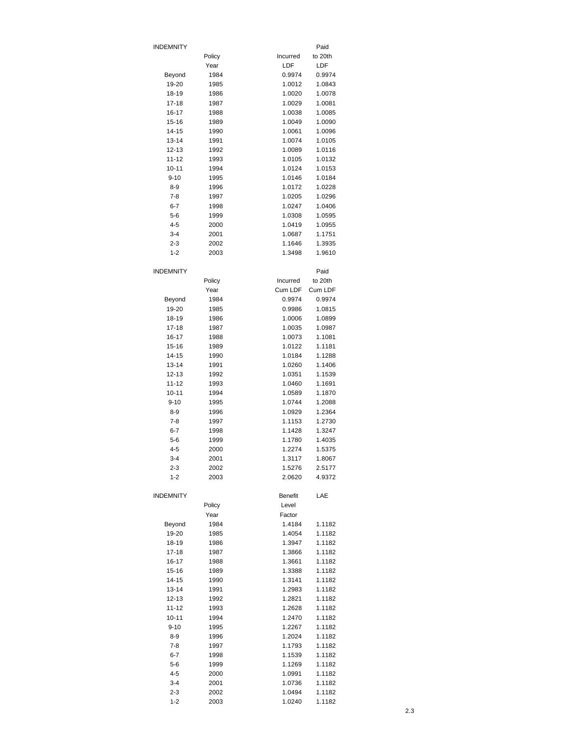| INDEMNITY | | | Paid |
|---|---|---|---|
| | Policy | Incurred | to 20th |
| | Year | LDF | LDF |
| Beyond | 1984 | 0.9974 | 0.9974 |
| 19-20 | 1985 | 1.0012 | 1.0843 |
| 18-19 | 1986 | 1.0020 | 1.0078 |
| 17-18 | 1987 | 1.0029 | 1.0081 |
| 16-17 | 1988 | 1.0038 | 1.0085 |
| 15-16 | 1989 | 1.0049 | 1.0090 |
| 14-15 | 1990 | 1.0061 | 1.0096 |
| 13-14 | 1991 | 1.0074 | 1.0105 |
| 12-13 | 1992 | 1.0089 | 1.0116 |
| 11-12 | 1993 | 1.0105 | 1.0132 |
| 10-11 | 1994 | 1.0124 | 1.0153 |
| 9-10 | 1995 | 1.0146 | 1.0184 |
| 8-9 | 1996 | 1.0172 | 1.0228 |
| 7-8 | 1997 | 1.0205 | 1.0296 |
| 6-7 | 1998 | 1.0247 | 1.0406 |
| 5-6 | 1999 | 1.0308 | 1.0595 |
| 4-5 | 2000 | 1.0419 | 1.0955 |
| 3-4 | 2001 | 1.0687 | 1.1751 |
| 2-3 | 2002 | 1.1646 | 1.3935 |
| 1-2 | 2003 | 1.3498 | 1.9610 |

| INDEMNITY | | | Paid |
|---|---|---|---|
| | Policy | Incurred | to 20th |
| | Year | Cum LDF | Cum LDF |
| Beyond | 1984 | 0.9974 | 0.9974 |
| 19-20 | 1985 | 0.9986 | 1.0815 |
| 18-19 | 1986 | 1.0006 | 1.0899 |
| 17-18 | 1987 | 1.0035 | 1.0987 |
| 16-17 | 1988 | 1.0073 | 1.1081 |
| 15-16 | 1989 | 1.0122 | 1.1181 |
| 14-15 | 1990 | 1.0184 | 1.1288 |
| 13-14 | 1991 | 1.0260 | 1.1406 |
| 12-13 | 1992 | 1.0351 | 1.1539 |
| 11-12 | 1993 | 1.0460 | 1.1691 |
| 10-11 | 1994 | 1.0589 | 1.1870 |
| 9-10 | 1995 | 1.0744 | 1.2088 |
| 8-9 | 1996 | 1.0929 | 1.2364 |
| 7-8 | 1997 | 1.1153 | 1.2730 |
| 6-7 | 1998 | 1.1428 | 1.3247 |
| 5-6 | 1999 | 1.1780 | 1.4035 |
| 4-5 | 2000 | 1.2274 | 1.5375 |
| 3-4 | 2001 | 1.3117 | 1.8067 |
| 2-3 | 2002 | 1.5276 | 2.5177 |
| 1-2 | 2003 | 2.0620 | 4.9372 |

| INDEMNITY | | Benefit | LAE |
|---|---|---|---|
| | Policy | Level | |
| | Year | Factor | |
| Beyond | 1984 | 1.4184 | 1.1182 |
| 19-20 | 1985 | 1.4054 | 1.1182 |
| 18-19 | 1986 | 1.3947 | 1.1182 |
| 17-18 | 1987 | 1.3866 | 1.1182 |
| 16-17 | 1988 | 1.3661 | 1.1182 |
| 15-16 | 1989 | 1.3388 | 1.1182 |
| 14-15 | 1990 | 1.3141 | 1.1182 |
| 13-14 | 1991 | 1.2983 | 1.1182 |
| 12-13 | 1992 | 1.2821 | 1.1182 |
| 11-12 | 1993 | 1.2628 | 1.1182 |
| 10-11 | 1994 | 1.2470 | 1.1182 |
| 9-10 | 1995 | 1.2267 | 1.1182 |
| 8-9 | 1996 | 1.2024 | 1.1182 |
| 7-8 | 1997 | 1.1793 | 1.1182 |
| 6-7 | 1998 | 1.1539 | 1.1182 |
| 5-6 | 1999 | 1.1269 | 1.1182 |
| 4-5 | 2000 | 1.0991 | 1.1182 |
| 3-4 | 2001 | 1.0736 | 1.1182 |
| 2-3 | 2002 | 1.0494 | 1.1182 |
| 1-2 | 2003 | 1.0240 | 1.1182 |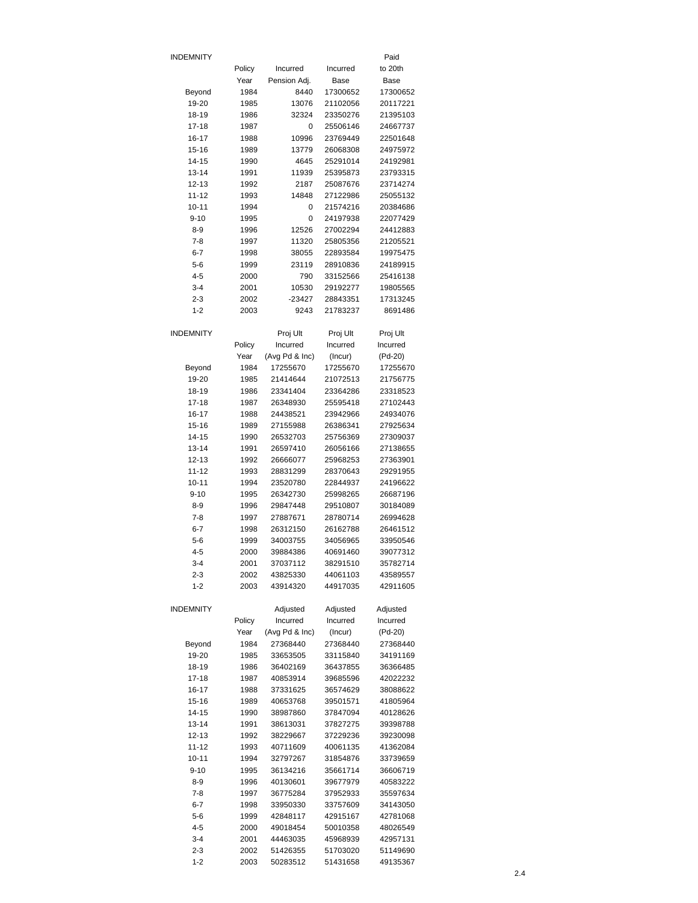| INDEMNITY | Policy Year | Incurred Pension Adj. | Incurred Base | Paid to 20th Base |
|---|---|---|---|---|
| Beyond | 1984 | 8440 | 17300652 | 17300652 |
| 19-20 | 1985 | 13076 | 21102056 | 20117221 |
| 18-19 | 1986 | 32324 | 23350276 | 21395103 |
| 17-18 | 1987 | 0 | 25506146 | 24667737 |
| 16-17 | 1988 | 10996 | 23769449 | 22501648 |
| 15-16 | 1989 | 13779 | 26068308 | 24975972 |
| 14-15 | 1990 | 4645 | 25291014 | 24192981 |
| 13-14 | 1991 | 11939 | 25395873 | 23793315 |
| 12-13 | 1992 | 2187 | 25087676 | 23714274 |
| 11-12 | 1993 | 14848 | 27122986 | 25055132 |
| 10-11 | 1994 | 0 | 21574216 | 20384686 |
| 9-10 | 1995 | 0 | 24197938 | 22077429 |
| 8-9 | 1996 | 12526 | 27002294 | 24412883 |
| 7-8 | 1997 | 11320 | 25805356 | 21205521 |
| 6-7 | 1998 | 38055 | 22893584 | 19975475 |
| 5-6 | 1999 | 23119 | 28910836 | 24189915 |
| 4-5 | 2000 | 790 | 33152566 | 25416138 |
| 3-4 | 2001 | 10530 | 29192277 | 19805565 |
| 2-3 | 2002 | -23427 | 28843351 | 17313245 |
| 1-2 | 2003 | 9243 | 21783237 | 8691486 |

| INDEMNITY | Policy Year | Proj Ult Incurred (Avg Pd & Inc) | Proj Ult Incurred (Incur) | Proj Ult Incurred (Pd-20) |
|---|---|---|---|---|
| Beyond | 1984 | 17255670 | 17255670 | 17255670 |
| 19-20 | 1985 | 21414644 | 21072513 | 21756775 |
| 18-19 | 1986 | 23341404 | 23364286 | 23318523 |
| 17-18 | 1987 | 26348930 | 25595418 | 27102443 |
| 16-17 | 1988 | 24438521 | 23942966 | 24934076 |
| 15-16 | 1989 | 27155988 | 26386341 | 27925634 |
| 14-15 | 1990 | 26532703 | 25756369 | 27309037 |
| 13-14 | 1991 | 26597410 | 26056166 | 27138655 |
| 12-13 | 1992 | 26666077 | 25968253 | 27363901 |
| 11-12 | 1993 | 28831299 | 28370643 | 29291955 |
| 10-11 | 1994 | 23520780 | 22844937 | 24196622 |
| 9-10 | 1995 | 26342730 | 25998265 | 26687196 |
| 8-9 | 1996 | 29847448 | 29510807 | 30184089 |
| 7-8 | 1997 | 27887671 | 28780714 | 26994628 |
| 6-7 | 1998 | 26312150 | 26162788 | 26461512 |
| 5-6 | 1999 | 34003755 | 34056965 | 33950546 |
| 4-5 | 2000 | 39884386 | 40691460 | 39077312 |
| 3-4 | 2001 | 37037112 | 38291510 | 35782714 |
| 2-3 | 2002 | 43825330 | 44061103 | 43589557 |
| 1-2 | 2003 | 43914320 | 44917035 | 42911605 |

| INDEMNITY | Policy Year | Adjusted Incurred (Avg Pd & Inc) | Adjusted Incurred (Incur) | Adjusted Incurred (Pd-20) |
|---|---|---|---|---|
| Beyond | 1984 | 27368440 | 27368440 | 27368440 |
| 19-20 | 1985 | 33653505 | 33115840 | 34191169 |
| 18-19 | 1986 | 36402169 | 36437855 | 36366485 |
| 17-18 | 1987 | 40853914 | 39685596 | 42022232 |
| 16-17 | 1988 | 37331625 | 36574629 | 38088622 |
| 15-16 | 1989 | 40653768 | 39501571 | 41805964 |
| 14-15 | 1990 | 38987860 | 37847094 | 40128626 |
| 13-14 | 1991 | 38613031 | 37827275 | 39398788 |
| 12-13 | 1992 | 38229667 | 37229236 | 39230098 |
| 11-12 | 1993 | 40711609 | 40061135 | 41362084 |
| 10-11 | 1994 | 32797267 | 31854876 | 33739659 |
| 9-10 | 1995 | 36134216 | 35661714 | 36606719 |
| 8-9 | 1996 | 40130601 | 39677979 | 40583222 |
| 7-8 | 1997 | 36775284 | 37952933 | 35597634 |
| 6-7 | 1998 | 33950330 | 33757609 | 34143050 |
| 5-6 | 1999 | 42848117 | 42915167 | 42781068 |
| 4-5 | 2000 | 49018454 | 50010358 | 48026549 |
| 3-4 | 2001 | 44463035 | 45968939 | 42957131 |
| 2-3 | 2002 | 51426355 | 51703020 | 51149690 |
| 1-2 | 2003 | 50283512 | 51431658 | 49135367 |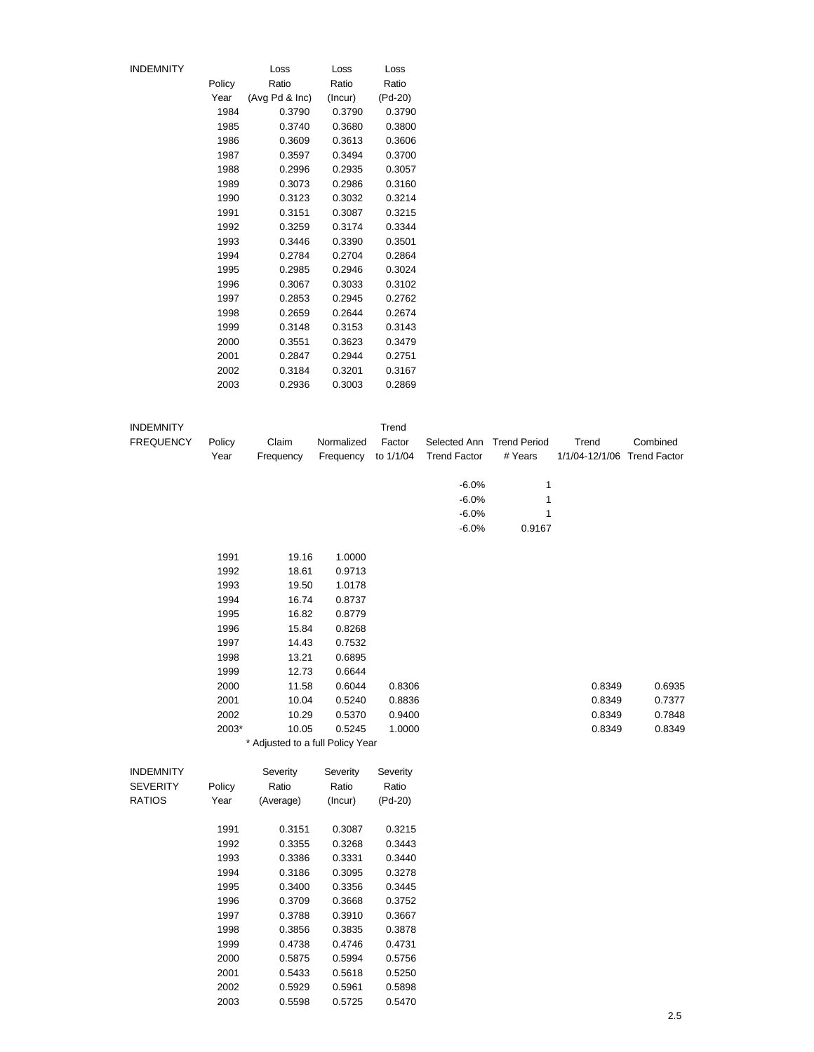| INDEMNITY | Policy Year | Loss Ratio (Avg Pd & Inc) | Loss Ratio (Incur) | Loss Ratio (Pd-20) |
|---|---|---|---|---|
| | 1984 | 0.3790 | 0.3790 | 0.3790 |
| | 1985 | 0.3740 | 0.3680 | 0.3800 |
| | 1986 | 0.3609 | 0.3613 | 0.3606 |
| | 1987 | 0.3597 | 0.3494 | 0.3700 |
| | 1988 | 0.2996 | 0.2935 | 0.3057 |
| | 1989 | 0.3073 | 0.2986 | 0.3160 |
| | 1990 | 0.3123 | 0.3032 | 0.3214 |
| | 1991 | 0.3151 | 0.3087 | 0.3215 |
| | 1992 | 0.3259 | 0.3174 | 0.3344 |
| | 1993 | 0.3446 | 0.3390 | 0.3501 |
| | 1994 | 0.2784 | 0.2704 | 0.2864 |
| | 1995 | 0.2985 | 0.2946 | 0.3024 |
| | 1996 | 0.3067 | 0.3033 | 0.3102 |
| | 1997 | 0.2853 | 0.2945 | 0.2762 |
| | 1998 | 0.2659 | 0.2644 | 0.2674 |
| | 1999 | 0.3148 | 0.3153 | 0.3143 |
| | 2000 | 0.3551 | 0.3623 | 0.3479 |
| | 2001 | 0.2847 | 0.2944 | 0.2751 |
| | 2002 | 0.3184 | 0.3201 | 0.3167 |
| | 2003 | 0.2936 | 0.3003 | 0.2869 |

| INDEMNITY FREQUENCY | Policy Year | Claim Frequency | Normalized Frequency | Trend Factor to 1/1/04 | Selected Ann Trend Factor | Trend Period # Years | Trend 1/1/04-12/1/06 | Combined Trend Factor |
|---|---|---|---|---|---|---|---|---|
| | | | | | -6.0% | 1 | | |
| | | | | | -6.0% | 1 | | |
| | | | | | -6.0% | 1 | | |
| | | | | | -6.0% | 0.9167 | | |
| | 1991 | 19.16 | 1.0000 | | | | | |
| | 1992 | 18.61 | 0.9713 | | | | | |
| | 1993 | 19.50 | 1.0178 | | | | | |
| | 1994 | 16.74 | 0.8737 | | | | | |
| | 1995 | 16.82 | 0.8779 | | | | | |
| | 1996 | 15.84 | 0.8268 | | | | | |
| | 1997 | 14.43 | 0.7532 | | | | | |
| | 1998 | 13.21 | 0.6895 | | | | | |
| | 1999 | 12.73 | 0.6644 | | | | | |
| | 2000 | 11.58 | 0.6044 | 0.8306 | | | 0.8349 | 0.6935 |
| | 2001 | 10.04 | 0.5240 | 0.8836 | | | 0.8349 | 0.7377 |
| | 2002 | 10.29 | 0.5370 | 0.9400 | | | 0.8349 | 0.7848 |
| | 2003* | 10.05 | 0.5245 | 1.0000 | | | 0.8349 | 0.8349 |

\* Adjusted to a full Policy Year

| INDEMNITY SEVERITY RATIOS | Policy Year | Severity Ratio (Average) | Severity Ratio (Incur) | Severity Ratio (Pd-20) |
|---|---|---|---|---|
| | 1991 | 0.3151 | 0.3087 | 0.3215 |
| | 1992 | 0.3355 | 0.3268 | 0.3443 |
| | 1993 | 0.3386 | 0.3331 | 0.3440 |
| | 1994 | 0.3186 | 0.3095 | 0.3278 |
| | 1995 | 0.3400 | 0.3356 | 0.3445 |
| | 1996 | 0.3709 | 0.3668 | 0.3752 |
| | 1997 | 0.3788 | 0.3910 | 0.3667 |
| | 1998 | 0.3856 | 0.3835 | 0.3878 |
| | 1999 | 0.4738 | 0.4746 | 0.4731 |
| | 2000 | 0.5875 | 0.5994 | 0.5756 |
| | 2001 | 0.5433 | 0.5618 | 0.5250 |
| | 2002 | 0.5929 | 0.5961 | 0.5898 |
| | 2003 | 0.5598 | 0.5725 | 0.5470 |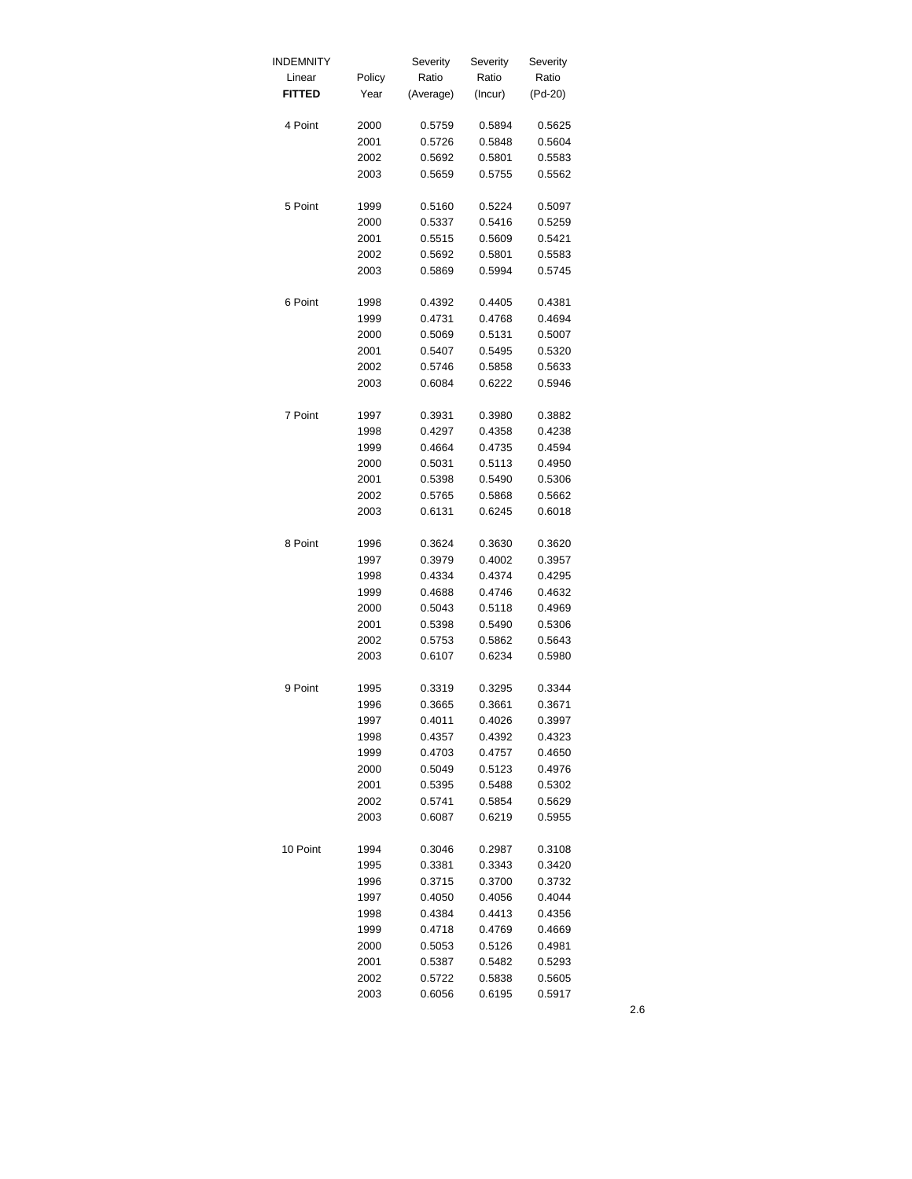| INDEMNITY Linear **FITTED** | Policy Year | Severity Ratio (Average) | Severity Ratio (Incur) | Severity Ratio (Pd-20) |
|---|---|---|---|---|
| 4 Point | 2000 | 0.5759 | 0.5894 | 0.5625 |
| | 2001 | 0.5726 | 0.5848 | 0.5604 |
| | 2002 | 0.5692 | 0.5801 | 0.5583 |
| | 2003 | 0.5659 | 0.5755 | 0.5562 |
| 5 Point | 1999 | 0.5160 | 0.5224 | 0.5097 |
| | 2000 | 0.5337 | 0.5416 | 0.5259 |
| | 2001 | 0.5515 | 0.5609 | 0.5421 |
| | 2002 | 0.5692 | 0.5801 | 0.5583 |
| | 2003 | 0.5869 | 0.5994 | 0.5745 |
| 6 Point | 1998 | 0.4392 | 0.4405 | 0.4381 |
| | 1999 | 0.4731 | 0.4768 | 0.4694 |
| | 2000 | 0.5069 | 0.5131 | 0.5007 |
| | 2001 | 0.5407 | 0.5495 | 0.5320 |
| | 2002 | 0.5746 | 0.5858 | 0.5633 |
| | 2003 | 0.6084 | 0.6222 | 0.5946 |
| 7 Point | 1997 | 0.3931 | 0.3980 | 0.3882 |
| | 1998 | 0.4297 | 0.4358 | 0.4238 |
| | 1999 | 0.4664 | 0.4735 | 0.4594 |
| | 2000 | 0.5031 | 0.5113 | 0.4950 |
| | 2001 | 0.5398 | 0.5490 | 0.5306 |
| | 2002 | 0.5765 | 0.5868 | 0.5662 |
| | 2003 | 0.6131 | 0.6245 | 0.6018 |
| 8 Point | 1996 | 0.3624 | 0.3630 | 0.3620 |
| | 1997 | 0.3979 | 0.4002 | 0.3957 |
| | 1998 | 0.4334 | 0.4374 | 0.4295 |
| | 1999 | 0.4688 | 0.4746 | 0.4632 |
| | 2000 | 0.5043 | 0.5118 | 0.4969 |
| | 2001 | 0.5398 | 0.5490 | 0.5306 |
| | 2002 | 0.5753 | 0.5862 | 0.5643 |
| | 2003 | 0.6107 | 0.6234 | 0.5980 |
| 9 Point | 1995 | 0.3319 | 0.3295 | 0.3344 |
| | 1996 | 0.3665 | 0.3661 | 0.3671 |
| | 1997 | 0.4011 | 0.4026 | 0.3997 |
| | 1998 | 0.4357 | 0.4392 | 0.4323 |
| | 1999 | 0.4703 | 0.4757 | 0.4650 |
| | 2000 | 0.5049 | 0.5123 | 0.4976 |
| | 2001 | 0.5395 | 0.5488 | 0.5302 |
| | 2002 | 0.5741 | 0.5854 | 0.5629 |
| | 2003 | 0.6087 | 0.6219 | 0.5955 |
| 10 Point | 1994 | 0.3046 | 0.2987 | 0.3108 |
| | 1995 | 0.3381 | 0.3343 | 0.3420 |
| | 1996 | 0.3715 | 0.3700 | 0.3732 |
| | 1997 | 0.4050 | 0.4056 | 0.4044 |
| | 1998 | 0.4384 | 0.4413 | 0.4356 |
| | 1999 | 0.4718 | 0.4769 | 0.4669 |
| | 2000 | 0.5053 | 0.5126 | 0.4981 |
| | 2001 | 0.5387 | 0.5482 | 0.5293 |
| | 2002 | 0.5722 | 0.5838 | 0.5605 |
| | 2003 | 0.6056 | 0.6195 | 0.5917 |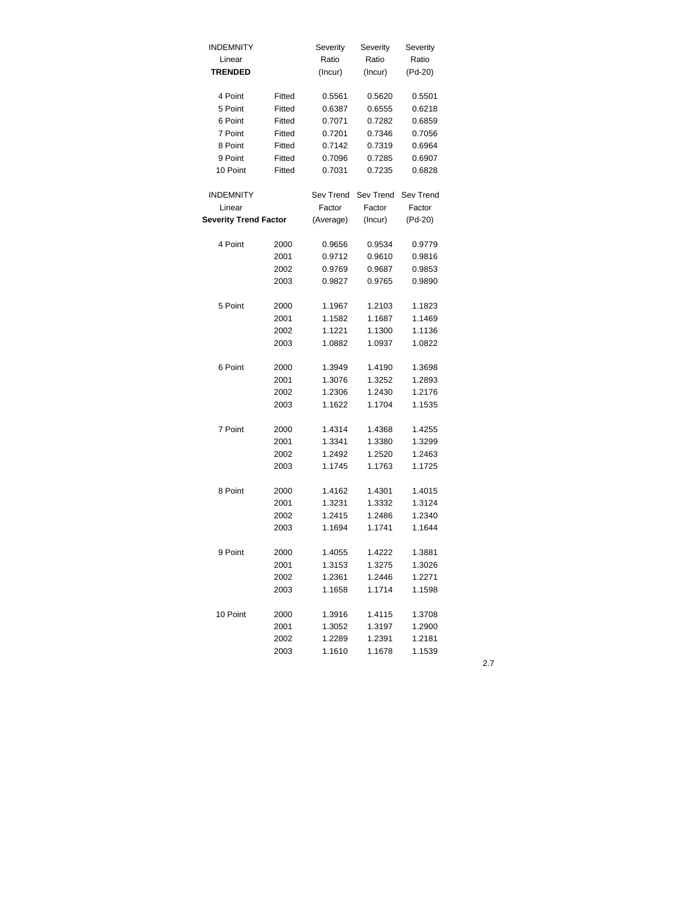| INDEMNITY Linear **TRENDED** | | Severity Ratio (Incur) | Severity Ratio (Incur) | Severity Ratio (Pd-20) |
|---|---|---|---|---|
| 4 Point | Fitted | 0.5561 | 0.5620 | 0.5501 |
| 5 Point | Fitted | 0.6387 | 0.6555 | 0.6218 |
| 6 Point | Fitted | 0.7071 | 0.7282 | 0.6859 |
| 7 Point | Fitted | 0.7201 | 0.7346 | 0.7056 |
| 8 Point | Fitted | 0.7142 | 0.7319 | 0.6964 |
| 9 Point | Fitted | 0.7096 | 0.7285 | 0.6907 |
| 10 Point | Fitted | 0.7031 | 0.7235 | 0.6828 |

| INDEMNITY Linear **Severity Trend Factor** | | Sev Trend Factor (Average) | Sev Trend Factor (Incur) | Sev Trend Factor (Pd-20) |
|---|---|---|---|---|
| 4 Point | 2000 | 0.9656 | 0.9534 | 0.9779 |
| | 2001 | 0.9712 | 0.9610 | 0.9816 |
| | 2002 | 0.9769 | 0.9687 | 0.9853 |
| | 2003 | 0.9827 | 0.9765 | 0.9890 |
| 5 Point | 2000 | 1.1967 | 1.2103 | 1.1823 |
| | 2001 | 1.1582 | 1.1687 | 1.1469 |
| | 2002 | 1.1221 | 1.1300 | 1.1136 |
| | 2003 | 1.0882 | 1.0937 | 1.0822 |
| 6 Point | 2000 | 1.3949 | 1.4190 | 1.3698 |
| | 2001 | 1.3076 | 1.3252 | 1.2893 |
| | 2002 | 1.2306 | 1.2430 | 1.2176 |
| | 2003 | 1.1622 | 1.1704 | 1.1535 |
| 7 Point | 2000 | 1.4314 | 1.4368 | 1.4255 |
| | 2001 | 1.3341 | 1.3380 | 1.3299 |
| | 2002 | 1.2492 | 1.2520 | 1.2463 |
| | 2003 | 1.1745 | 1.1763 | 1.1725 |
| 8 Point | 2000 | 1.4162 | 1.4301 | 1.4015 |
| | 2001 | 1.3231 | 1.3332 | 1.3124 |
| | 2002 | 1.2415 | 1.2486 | 1.2340 |
| | 2003 | 1.1694 | 1.1741 | 1.1644 |
| 9 Point | 2000 | 1.4055 | 1.4222 | 1.3881 |
| | 2001 | 1.3153 | 1.3275 | 1.3026 |
| | 2002 | 1.2361 | 1.2446 | 1.2271 |
| | 2003 | 1.1658 | 1.1714 | 1.1598 |
| 10 Point | 2000 | 1.3916 | 1.4115 | 1.3708 |
| | 2001 | 1.3052 | 1.3197 | 1.2900 |
| | 2002 | 1.2289 | 1.2391 | 1.2181 |
| | 2003 | 1.1610 | 1.1678 | 1.1539 |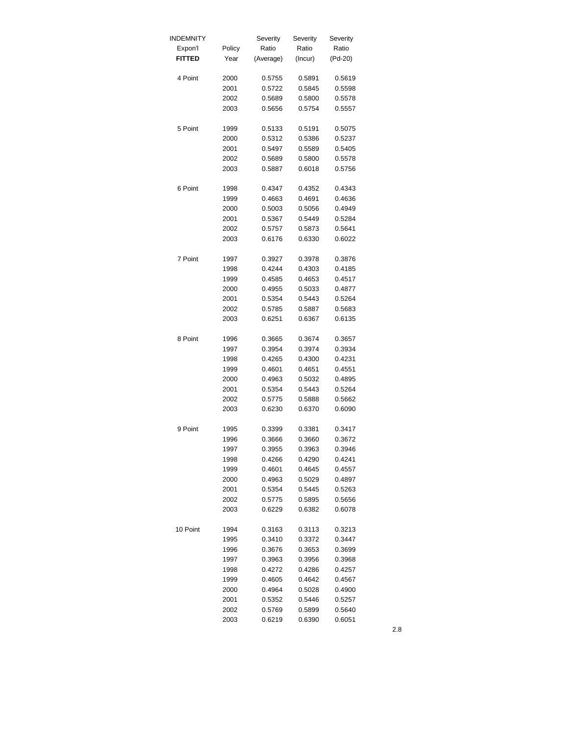| INDEMNITY Expon'l **FITTED** | Policy Year | Severity Ratio (Average) | Severity Ratio (Incur) | Severity Ratio (Pd-20) |
|---|---|---|---|---|
| 4 Point | 2000 | 0.5755 | 0.5891 | 0.5619 |
| | 2001 | 0.5722 | 0.5845 | 0.5598 |
| | 2002 | 0.5689 | 0.5800 | 0.5578 |
| | 2003 | 0.5656 | 0.5754 | 0.5557 |
| 5 Point | 1999 | 0.5133 | 0.5191 | 0.5075 |
| | 2000 | 0.5312 | 0.5386 | 0.5237 |
| | 2001 | 0.5497 | 0.5589 | 0.5405 |
| | 2002 | 0.5689 | 0.5800 | 0.5578 |
| | 2003 | 0.5887 | 0.6018 | 0.5756 |
| 6 Point | 1998 | 0.4347 | 0.4352 | 0.4343 |
| | 1999 | 0.4663 | 0.4691 | 0.4636 |
| | 2000 | 0.5003 | 0.5056 | 0.4949 |
| | 2001 | 0.5367 | 0.5449 | 0.5284 |
| | 2002 | 0.5757 | 0.5873 | 0.5641 |
| | 2003 | 0.6176 | 0.6330 | 0.6022 |
| 7 Point | 1997 | 0.3927 | 0.3978 | 0.3876 |
| | 1998 | 0.4244 | 0.4303 | 0.4185 |
| | 1999 | 0.4585 | 0.4653 | 0.4517 |
| | 2000 | 0.4955 | 0.5033 | 0.4877 |
| | 2001 | 0.5354 | 0.5443 | 0.5264 |
| | 2002 | 0.5785 | 0.5887 | 0.5683 |
| | 2003 | 0.6251 | 0.6367 | 0.6135 |
| 8 Point | 1996 | 0.3665 | 0.3674 | 0.3657 |
| | 1997 | 0.3954 | 0.3974 | 0.3934 |
| | 1998 | 0.4265 | 0.4300 | 0.4231 |
| | 1999 | 0.4601 | 0.4651 | 0.4551 |
| | 2000 | 0.4963 | 0.5032 | 0.4895 |
| | 2001 | 0.5354 | 0.5443 | 0.5264 |
| | 2002 | 0.5775 | 0.5888 | 0.5662 |
| | 2003 | 0.6230 | 0.6370 | 0.6090 |
| 9 Point | 1995 | 0.3399 | 0.3381 | 0.3417 |
| | 1996 | 0.3666 | 0.3660 | 0.3672 |
| | 1997 | 0.3955 | 0.3963 | 0.3946 |
| | 1998 | 0.4266 | 0.4290 | 0.4241 |
| | 1999 | 0.4601 | 0.4645 | 0.4557 |
| | 2000 | 0.4963 | 0.5029 | 0.4897 |
| | 2001 | 0.5354 | 0.5445 | 0.5263 |
| | 2002 | 0.5775 | 0.5895 | 0.5656 |
| | 2003 | 0.6229 | 0.6382 | 0.6078 |
| 10 Point | 1994 | 0.3163 | 0.3113 | 0.3213 |
| | 1995 | 0.3410 | 0.3372 | 0.3447 |
| | 1996 | 0.3676 | 0.3653 | 0.3699 |
| | 1997 | 0.3963 | 0.3956 | 0.3968 |
| | 1998 | 0.4272 | 0.4286 | 0.4257 |
| | 1999 | 0.4605 | 0.4642 | 0.4567 |
| | 2000 | 0.4964 | 0.5028 | 0.4900 |
| | 2001 | 0.5352 | 0.5446 | 0.5257 |
| | 2002 | 0.5769 | 0.5899 | 0.5640 |
| | 2003 | 0.6219 | 0.6390 | 0.6051 |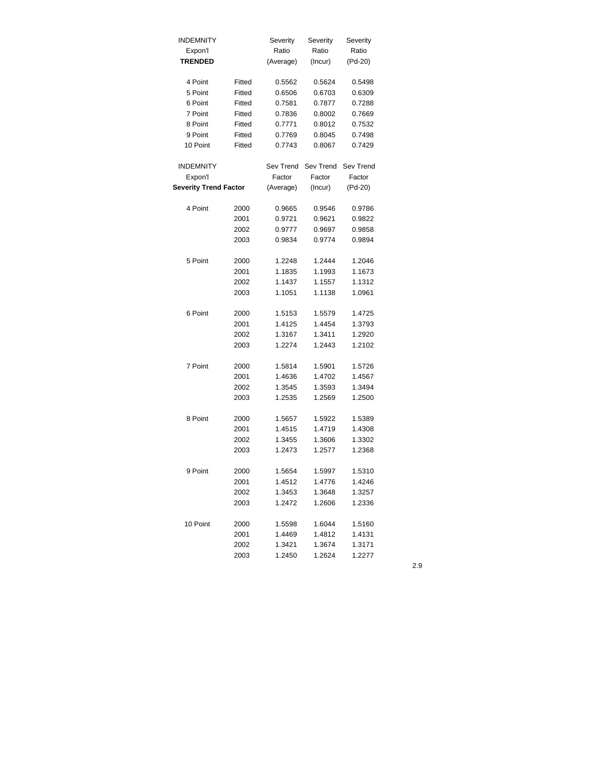| INDEMNITY Expon'l **TRENDED** | | Severity Ratio (Average) | Severity Ratio (Incur) | Severity Ratio (Pd-20) |
|---|---|---|---|---|
| 4 Point | Fitted | 0.5562 | 0.5624 | 0.5498 |
| 5 Point | Fitted | 0.6506 | 0.6703 | 0.6309 |
| 6 Point | Fitted | 0.7581 | 0.7877 | 0.7288 |
| 7 Point | Fitted | 0.7836 | 0.8002 | 0.7669 |
| 8 Point | Fitted | 0.7771 | 0.8012 | 0.7532 |
| 9 Point | Fitted | 0.7769 | 0.8045 | 0.7498 |
| 10 Point | Fitted | 0.7743 | 0.8067 | 0.7429 |

| INDEMNITY Expon'l **Severity Trend Factor** | | Sev Trend Factor (Average) | Sev Trend Factor (Incur) | Sev Trend Factor (Pd-20) |
|---|---|---|---|---|
| 4 Point | 2000 | 0.9665 | 0.9546 | 0.9786 |
| | 2001 | 0.9721 | 0.9621 | 0.9822 |
| | 2002 | 0.9777 | 0.9697 | 0.9858 |
| | 2003 | 0.9834 | 0.9774 | 0.9894 |
| 5 Point | 2000 | 1.2248 | 1.2444 | 1.2046 |
| | 2001 | 1.1835 | 1.1993 | 1.1673 |
| | 2002 | 1.1437 | 1.1557 | 1.1312 |
| | 2003 | 1.1051 | 1.1138 | 1.0961 |
| 6 Point | 2000 | 1.5153 | 1.5579 | 1.4725 |
| | 2001 | 1.4125 | 1.4454 | 1.3793 |
| | 2002 | 1.3167 | 1.3411 | 1.2920 |
| | 2003 | 1.2274 | 1.2443 | 1.2102 |
| 7 Point | 2000 | 1.5814 | 1.5901 | 1.5726 |
| | 2001 | 1.4636 | 1.4702 | 1.4567 |
| | 2002 | 1.3545 | 1.3593 | 1.3494 |
| | 2003 | 1.2535 | 1.2569 | 1.2500 |
| 8 Point | 2000 | 1.5657 | 1.5922 | 1.5389 |
| | 2001 | 1.4515 | 1.4719 | 1.4308 |
| | 2002 | 1.3455 | 1.3606 | 1.3302 |
| | 2003 | 1.2473 | 1.2577 | 1.2368 |
| 9 Point | 2000 | 1.5654 | 1.5997 | 1.5310 |
| | 2001 | 1.4512 | 1.4776 | 1.4246 |
| | 2002 | 1.3453 | 1.3648 | 1.3257 |
| | 2003 | 1.2472 | 1.2606 | 1.2336 |
| 10 Point | 2000 | 1.5598 | 1.6044 | 1.5160 |
| | 2001 | 1.4469 | 1.4812 | 1.4131 |
| | 2002 | 1.3421 | 1.3674 | 1.3171 |
| | 2003 | 1.2450 | 1.2624 | 1.2277 |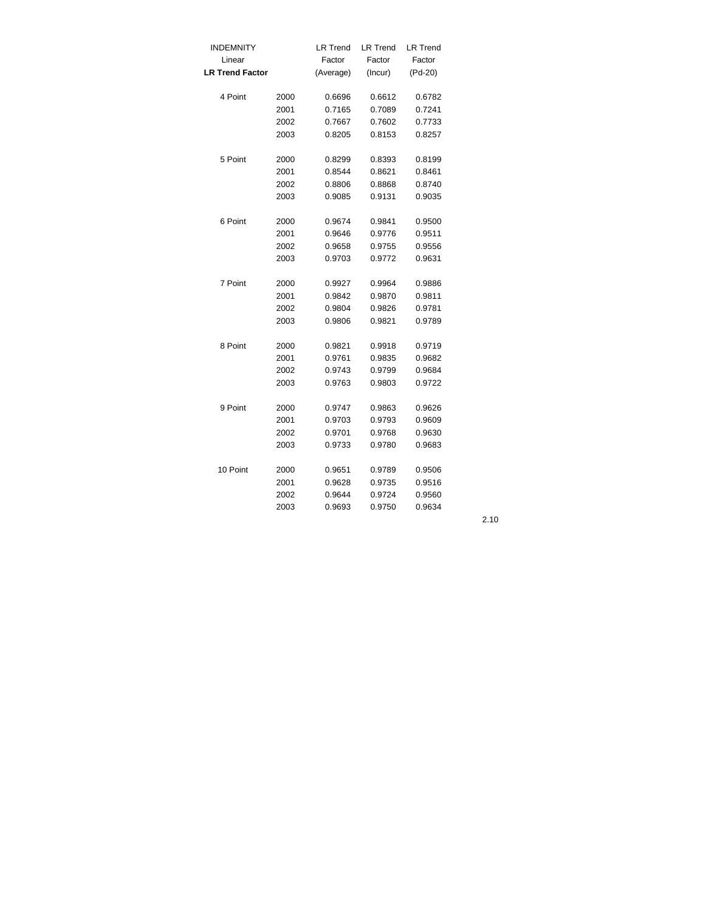| INDEMNITY Linear **LR Trend Factor** | | LR Trend Factor (Average) | LR Trend Factor (Incur) | LR Trend Factor (Pd-20) |
|---|---|---|---|---|
| 4 Point | 2000 | 0.6696 | 0.6612 | 0.6782 |
| | 2001 | 0.7165 | 0.7089 | 0.7241 |
| | 2002 | 0.7667 | 0.7602 | 0.7733 |
| | 2003 | 0.8205 | 0.8153 | 0.8257 |
| 5 Point | 2000 | 0.8299 | 0.8393 | 0.8199 |
| | 2001 | 0.8544 | 0.8621 | 0.8461 |
| | 2002 | 0.8806 | 0.8868 | 0.8740 |
| | 2003 | 0.9085 | 0.9131 | 0.9035 |
| 6 Point | 2000 | 0.9674 | 0.9841 | 0.9500 |
| | 2001 | 0.9646 | 0.9776 | 0.9511 |
| | 2002 | 0.9658 | 0.9755 | 0.9556 |
| | 2003 | 0.9703 | 0.9772 | 0.9631 |
| 7 Point | 2000 | 0.9927 | 0.9964 | 0.9886 |
| | 2001 | 0.9842 | 0.9870 | 0.9811 |
| | 2002 | 0.9804 | 0.9826 | 0.9781 |
| | 2003 | 0.9806 | 0.9821 | 0.9789 |
| 8 Point | 2000 | 0.9821 | 0.9918 | 0.9719 |
| | 2001 | 0.9761 | 0.9835 | 0.9682 |
| | 2002 | 0.9743 | 0.9799 | 0.9684 |
| | 2003 | 0.9763 | 0.9803 | 0.9722 |
| 9 Point | 2000 | 0.9747 | 0.9863 | 0.9626 |
| | 2001 | 0.9703 | 0.9793 | 0.9609 |
| | 2002 | 0.9701 | 0.9768 | 0.9630 |
| | 2003 | 0.9733 | 0.9780 | 0.9683 |
| 10 Point | 2000 | 0.9651 | 0.9789 | 0.9506 |
| | 2001 | 0.9628 | 0.9735 | 0.9516 |
| | 2002 | 0.9644 | 0.9724 | 0.9560 |
| | 2003 | 0.9693 | 0.9750 | 0.9634 |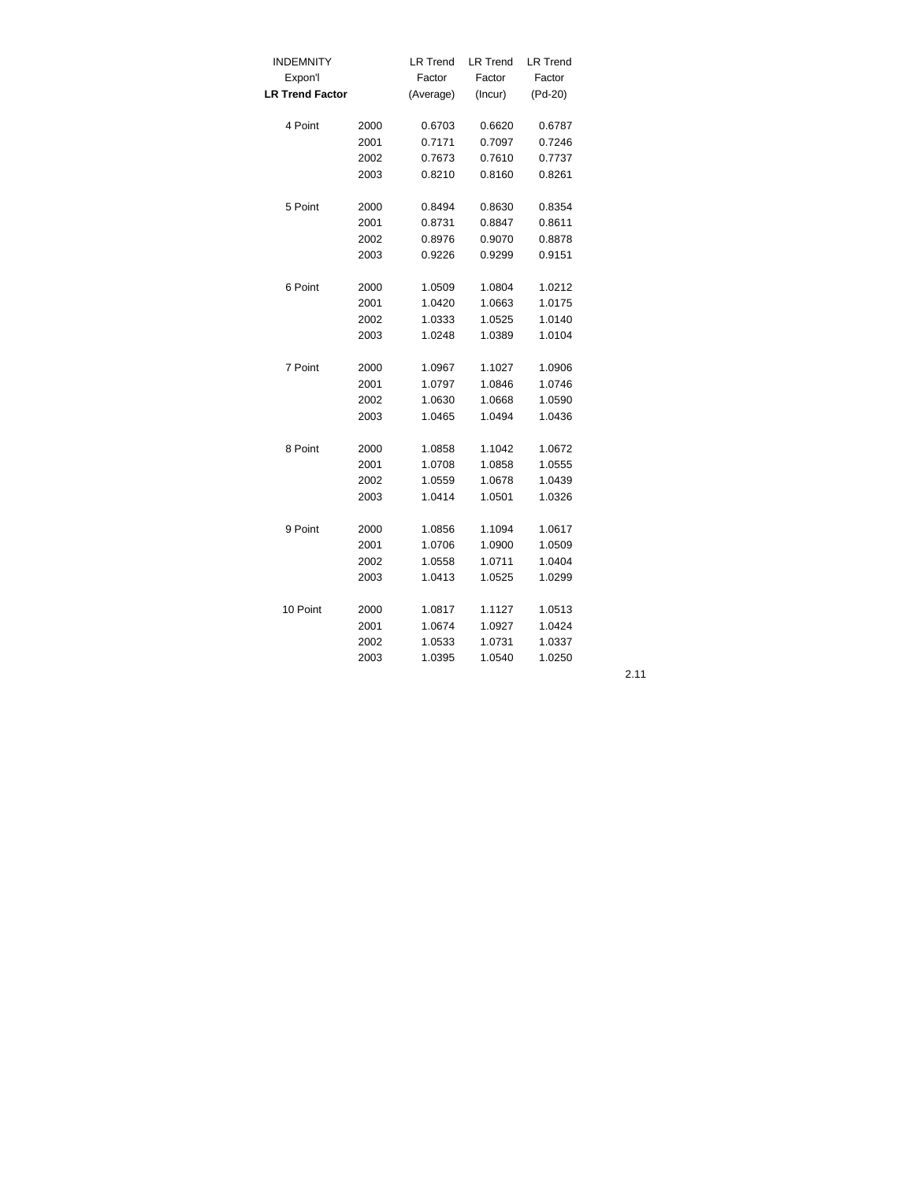| INDEMNITY Expon'l **LR Trend Factor** | | LR Trend Factor (Average) | LR Trend Factor (Incur) | LR Trend Factor (Pd-20) |
|---|---|---|---|---|
| 4 Point | 2000 | 0.6703 | 0.6620 | 0.6787 |
| | 2001 | 0.7171 | 0.7097 | 0.7246 |
| | 2002 | 0.7673 | 0.7610 | 0.7737 |
| | 2003 | 0.8210 | 0.8160 | 0.8261 |
| 5 Point | 2000 | 0.8494 | 0.8630 | 0.8354 |
| | 2001 | 0.8731 | 0.8847 | 0.8611 |
| | 2002 | 0.8976 | 0.9070 | 0.8878 |
| | 2003 | 0.9226 | 0.9299 | 0.9151 |
| 6 Point | 2000 | 1.0509 | 1.0804 | 1.0212 |
| | 2001 | 1.0420 | 1.0663 | 1.0175 |
| | 2002 | 1.0333 | 1.0525 | 1.0140 |
| | 2003 | 1.0248 | 1.0389 | 1.0104 |
| 7 Point | 2000 | 1.0967 | 1.1027 | 1.0906 |
| | 2001 | 1.0797 | 1.0846 | 1.0746 |
| | 2002 | 1.0630 | 1.0668 | 1.0590 |
| | 2003 | 1.0465 | 1.0494 | 1.0436 |
| 8 Point | 2000 | 1.0858 | 1.1042 | 1.0672 |
| | 2001 | 1.0708 | 1.0858 | 1.0555 |
| | 2002 | 1.0559 | 1.0678 | 1.0439 |
| | 2003 | 1.0414 | 1.0501 | 1.0326 |
| 9 Point | 2000 | 1.0856 | 1.1094 | 1.0617 |
| | 2001 | 1.0706 | 1.0900 | 1.0509 |
| | 2002 | 1.0558 | 1.0711 | 1.0404 |
| | 2003 | 1.0413 | 1.0525 | 1.0299 |
| 10 Point | 2000 | 1.0817 | 1.1127 | 1.0513 |
| | 2001 | 1.0674 | 1.0927 | 1.0424 |
| | 2002 | 1.0533 | 1.0731 | 1.0337 |
| | 2003 | 1.0395 | 1.0540 | 1.0250 |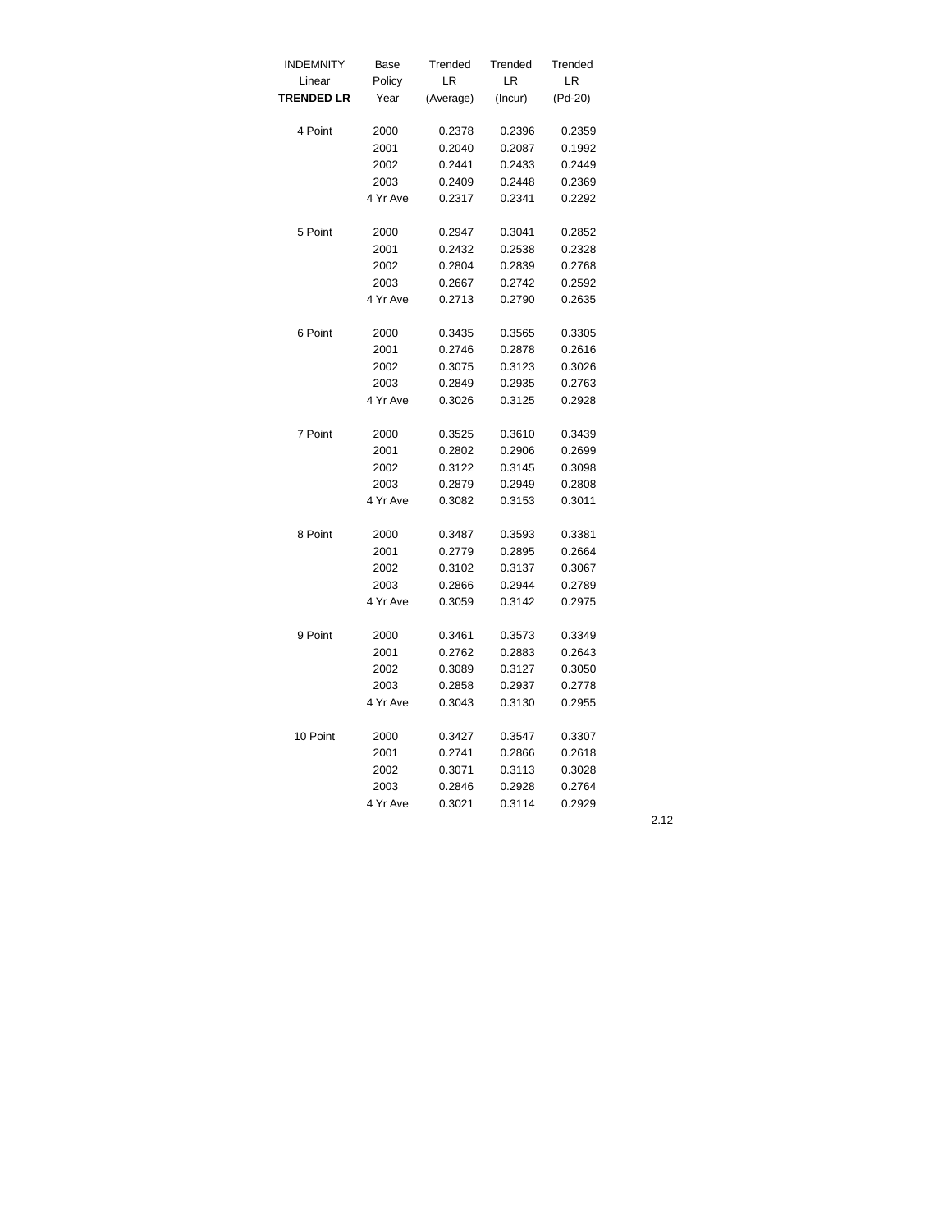| INDEMNITY Linear **TRENDED LR** | Base Policy Year | Trended LR (Average) | Trended LR (Incur) | Trended LR (Pd-20) |
|---|---|---|---|---|
| 4 Point | 2000 | 0.2378 | 0.2396 | 0.2359 |
| | 2001 | 0.2040 | 0.2087 | 0.1992 |
| | 2002 | 0.2441 | 0.2433 | 0.2449 |
| | 2003 | 0.2409 | 0.2448 | 0.2369 |
| | 4 Yr Ave | 0.2317 | 0.2341 | 0.2292 |
| 5 Point | 2000 | 0.2947 | 0.3041 | 0.2852 |
| | 2001 | 0.2432 | 0.2538 | 0.2328 |
| | 2002 | 0.2804 | 0.2839 | 0.2768 |
| | 2003 | 0.2667 | 0.2742 | 0.2592 |
| | 4 Yr Ave | 0.2713 | 0.2790 | 0.2635 |
| 6 Point | 2000 | 0.3435 | 0.3565 | 0.3305 |
| | 2001 | 0.2746 | 0.2878 | 0.2616 |
| | 2002 | 0.3075 | 0.3123 | 0.3026 |
| | 2003 | 0.2849 | 0.2935 | 0.2763 |
| | 4 Yr Ave | 0.3026 | 0.3125 | 0.2928 |
| 7 Point | 2000 | 0.3525 | 0.3610 | 0.3439 |
| | 2001 | 0.2802 | 0.2906 | 0.2699 |
| | 2002 | 0.3122 | 0.3145 | 0.3098 |
| | 2003 | 0.2879 | 0.2949 | 0.2808 |
| | 4 Yr Ave | 0.3082 | 0.3153 | 0.3011 |
| 8 Point | 2000 | 0.3487 | 0.3593 | 0.3381 |
| | 2001 | 0.2779 | 0.2895 | 0.2664 |
| | 2002 | 0.3102 | 0.3137 | 0.3067 |
| | 2003 | 0.2866 | 0.2944 | 0.2789 |
| | 4 Yr Ave | 0.3059 | 0.3142 | 0.2975 |
| 9 Point | 2000 | 0.3461 | 0.3573 | 0.3349 |
| | 2001 | 0.2762 | 0.2883 | 0.2643 |
| | 2002 | 0.3089 | 0.3127 | 0.3050 |
| | 2003 | 0.2858 | 0.2937 | 0.2778 |
| | 4 Yr Ave | 0.3043 | 0.3130 | 0.2955 |
| 10 Point | 2000 | 0.3427 | 0.3547 | 0.3307 |
| | 2001 | 0.2741 | 0.2866 | 0.2618 |
| | 2002 | 0.3071 | 0.3113 | 0.3028 |
| | 2003 | 0.2846 | 0.2928 | 0.2764 |
| | 4 Yr Ave | 0.3021 | 0.3114 | 0.2929 |

2.12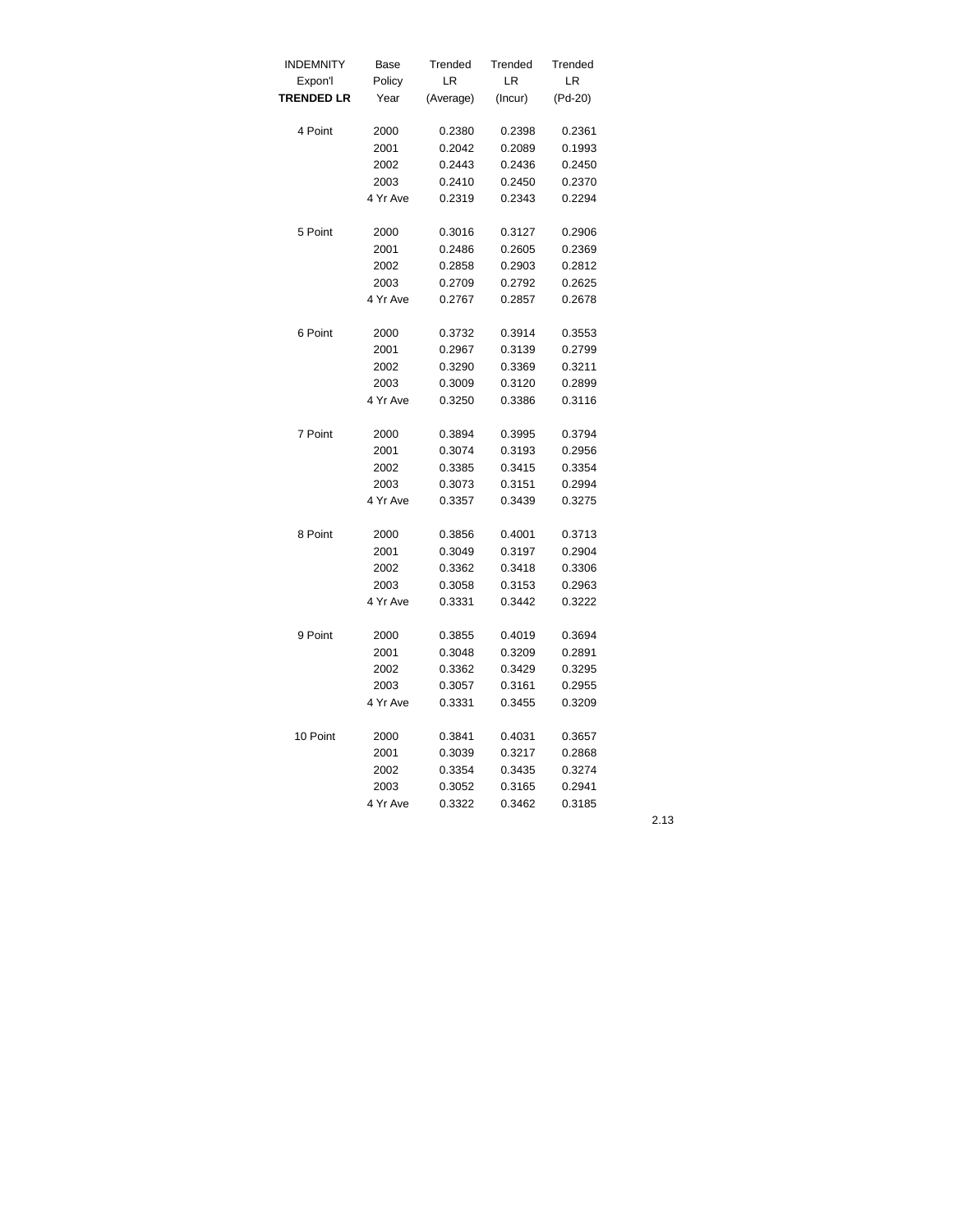| INDEMNITY Expon'l **TRENDED LR** | Base Policy Year | Trended LR (Average) | Trended LR (Incur) | Trended LR (Pd-20) |
|---|---|---|---|---|
| 4 Point | 2000 | 0.2380 | 0.2398 | 0.2361 |
| | 2001 | 0.2042 | 0.2089 | 0.1993 |
| | 2002 | 0.2443 | 0.2436 | 0.2450 |
| | 2003 | 0.2410 | 0.2450 | 0.2370 |
| | 4 Yr Ave | 0.2319 | 0.2343 | 0.2294 |
| 5 Point | 2000 | 0.3016 | 0.3127 | 0.2906 |
| | 2001 | 0.2486 | 0.2605 | 0.2369 |
| | 2002 | 0.2858 | 0.2903 | 0.2812 |
| | 2003 | 0.2709 | 0.2792 | 0.2625 |
| | 4 Yr Ave | 0.2767 | 0.2857 | 0.2678 |
| 6 Point | 2000 | 0.3732 | 0.3914 | 0.3553 |
| | 2001 | 0.2967 | 0.3139 | 0.2799 |
| | 2002 | 0.3290 | 0.3369 | 0.3211 |
| | 2003 | 0.3009 | 0.3120 | 0.2899 |
| | 4 Yr Ave | 0.3250 | 0.3386 | 0.3116 |
| 7 Point | 2000 | 0.3894 | 0.3995 | 0.3794 |
| | 2001 | 0.3074 | 0.3193 | 0.2956 |
| | 2002 | 0.3385 | 0.3415 | 0.3354 |
| | 2003 | 0.3073 | 0.3151 | 0.2994 |
| | 4 Yr Ave | 0.3357 | 0.3439 | 0.3275 |
| 8 Point | 2000 | 0.3856 | 0.4001 | 0.3713 |
| | 2001 | 0.3049 | 0.3197 | 0.2904 |
| | 2002 | 0.3362 | 0.3418 | 0.3306 |
| | 2003 | 0.3058 | 0.3153 | 0.2963 |
| | 4 Yr Ave | 0.3331 | 0.3442 | 0.3222 |
| 9 Point | 2000 | 0.3855 | 0.4019 | 0.3694 |
| | 2001 | 0.3048 | 0.3209 | 0.2891 |
| | 2002 | 0.3362 | 0.3429 | 0.3295 |
| | 2003 | 0.3057 | 0.3161 | 0.2955 |
| | 4 Yr Ave | 0.3331 | 0.3455 | 0.3209 |
| 10 Point | 2000 | 0.3841 | 0.4031 | 0.3657 |
| | 2001 | 0.3039 | 0.3217 | 0.2868 |
| | 2002 | 0.3354 | 0.3435 | 0.3274 |
| | 2003 | 0.3052 | 0.3165 | 0.2941 |
| | 4 Yr Ave | 0.3322 | 0.3462 | 0.3185 |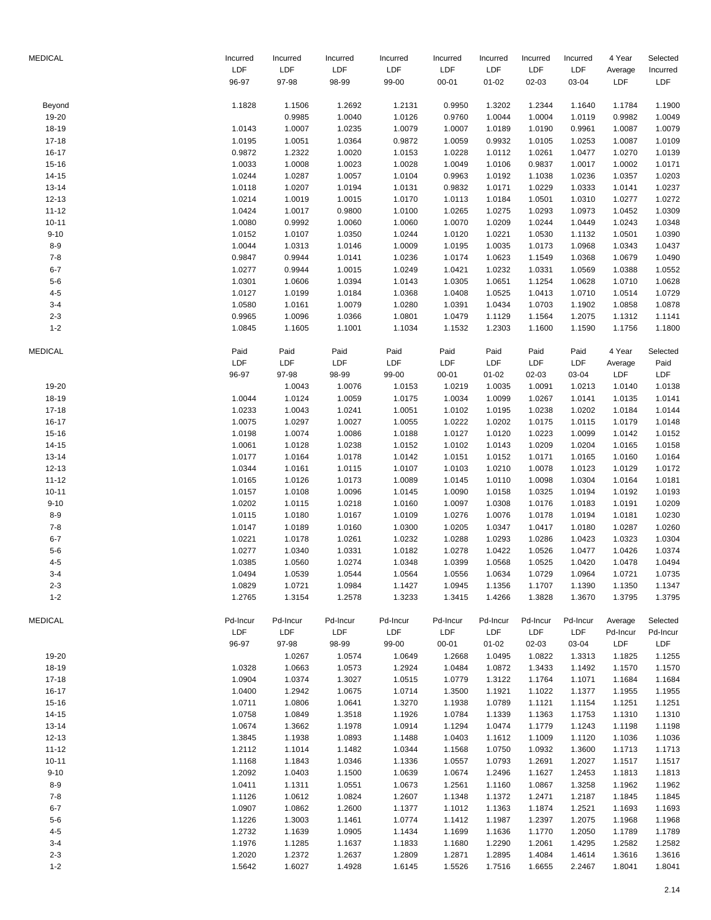| MEDICAL | Incurred LDF 96-97 | Incurred LDF 97-98 | Incurred LDF 98-99 | Incurred LDF 99-00 | Incurred LDF 00-01 | Incurred LDF 01-02 | Incurred LDF 02-03 | Incurred LDF 03-04 | 4 Year Average LDF | Selected Incurred LDF |
|---|---|---|---|---|---|---|---|---|---|---|
| Beyond | 1.1828 | 1.1506 | 1.2692 | 1.2131 | 0.9950 | 1.3202 | 1.2344 | 1.1640 | 1.1784 | 1.1900 |
| 19-20 | | 0.9985 | 1.0040 | 1.0126 | 0.9760 | 1.0044 | 1.0004 | 1.0119 | 0.9982 | 1.0049 |
| 18-19 | 1.0143 | 1.0007 | 1.0235 | 1.0079 | 1.0007 | 1.0189 | 1.0190 | 0.9961 | 1.0087 | 1.0079 |
| 17-18 | 1.0195 | 1.0051 | 1.0364 | 0.9872 | 1.0059 | 0.9932 | 1.0105 | 1.0253 | 1.0087 | 1.0109 |
| 16-17 | 0.9872 | 1.2322 | 1.0020 | 1.0153 | 1.0228 | 1.0112 | 1.0261 | 1.0477 | 1.0270 | 1.0139 |
| 15-16 | 1.0033 | 1.0008 | 1.0023 | 1.0028 | 1.0049 | 1.0106 | 0.9837 | 1.0017 | 1.0002 | 1.0171 |
| 14-15 | 1.0244 | 1.0287 | 1.0057 | 1.0104 | 0.9963 | 1.0192 | 1.1038 | 1.0236 | 1.0357 | 1.0203 |
| 13-14 | 1.0118 | 1.0207 | 1.0194 | 1.0131 | 0.9832 | 1.0171 | 1.0229 | 1.0333 | 1.0141 | 1.0237 |
| 12-13 | 1.0214 | 1.0019 | 1.0015 | 1.0170 | 1.0113 | 1.0184 | 1.0501 | 1.0310 | 1.0277 | 1.0272 |
| 11-12 | 1.0424 | 1.0017 | 0.9800 | 1.0100 | 1.0265 | 1.0275 | 1.0293 | 1.0973 | 1.0452 | 1.0309 |
| 10-11 | 1.0080 | 0.9992 | 1.0060 | 1.0060 | 1.0070 | 1.0209 | 1.0244 | 1.0449 | 1.0243 | 1.0348 |
| 9-10 | 1.0152 | 1.0107 | 1.0350 | 1.0244 | 1.0120 | 1.0221 | 1.0530 | 1.1132 | 1.0501 | 1.0390 |
| 8-9 | 1.0044 | 1.0313 | 1.0146 | 1.0009 | 1.0195 | 1.0035 | 1.0173 | 1.0968 | 1.0343 | 1.0437 |
| 7-8 | 0.9847 | 0.9944 | 1.0141 | 1.0236 | 1.0174 | 1.0623 | 1.1549 | 1.0368 | 1.0679 | 1.0490 |
| 6-7 | 1.0277 | 0.9944 | 1.0015 | 1.0249 | 1.0421 | 1.0232 | 1.0331 | 1.0569 | 1.0388 | 1.0552 |
| 5-6 | 1.0301 | 1.0606 | 1.0394 | 1.0143 | 1.0305 | 1.0651 | 1.1254 | 1.0628 | 1.0710 | 1.0628 |
| 4-5 | 1.0127 | 1.0199 | 1.0184 | 1.0368 | 1.0408 | 1.0525 | 1.0413 | 1.0710 | 1.0514 | 1.0729 |
| 3-4 | 1.0580 | 1.0161 | 1.0079 | 1.0280 | 1.0391 | 1.0434 | 1.0703 | 1.1902 | 1.0858 | 1.0878 |
| 2-3 | 0.9965 | 1.0096 | 1.0366 | 1.0801 | 1.0479 | 1.1129 | 1.1564 | 1.2075 | 1.1312 | 1.1141 |
| 1-2 | 1.0845 | 1.1605 | 1.1001 | 1.1034 | 1.1532 | 1.2303 | 1.1600 | 1.1590 | 1.1756 | 1.1800 |

| MEDICAL | Paid LDF 96-97 | Paid LDF 97-98 | Paid LDF 98-99 | Paid LDF 99-00 | Paid LDF 00-01 | Paid LDF 01-02 | Paid LDF 02-03 | Paid LDF 03-04 | 4 Year Average LDF | Selected Paid LDF |
|---|---|---|---|---|---|---|---|---|---|---|
| 19-20 | | 1.0043 | 1.0076 | 1.0153 | 1.0219 | 1.0035 | 1.0091 | 1.0213 | 1.0140 | 1.0138 |
| 18-19 | 1.0044 | 1.0124 | 1.0059 | 1.0175 | 1.0034 | 1.0099 | 1.0267 | 1.0141 | 1.0135 | 1.0141 |
| 17-18 | 1.0233 | 1.0043 | 1.0241 | 1.0051 | 1.0102 | 1.0195 | 1.0238 | 1.0202 | 1.0184 | 1.0144 |
| 16-17 | 1.0075 | 1.0297 | 1.0027 | 1.0055 | 1.0222 | 1.0202 | 1.0175 | 1.0115 | 1.0179 | 1.0148 |
| 15-16 | 1.0198 | 1.0074 | 1.0086 | 1.0188 | 1.0127 | 1.0120 | 1.0223 | 1.0099 | 1.0142 | 1.0152 |
| 14-15 | 1.0061 | 1.0128 | 1.0238 | 1.0152 | 1.0102 | 1.0143 | 1.0209 | 1.0204 | 1.0165 | 1.0158 |
| 13-14 | 1.0177 | 1.0164 | 1.0178 | 1.0142 | 1.0151 | 1.0152 | 1.0171 | 1.0165 | 1.0160 | 1.0164 |
| 12-13 | 1.0344 | 1.0161 | 1.0115 | 1.0107 | 1.0103 | 1.0210 | 1.0078 | 1.0123 | 1.0129 | 1.0172 |
| 11-12 | 1.0165 | 1.0126 | 1.0173 | 1.0089 | 1.0145 | 1.0110 | 1.0098 | 1.0304 | 1.0164 | 1.0181 |
| 10-11 | 1.0157 | 1.0108 | 1.0096 | 1.0145 | 1.0090 | 1.0158 | 1.0325 | 1.0194 | 1.0192 | 1.0193 |
| 9-10 | 1.0202 | 1.0115 | 1.0218 | 1.0160 | 1.0097 | 1.0308 | 1.0176 | 1.0183 | 1.0191 | 1.0209 |
| 8-9 | 1.0115 | 1.0180 | 1.0167 | 1.0109 | 1.0276 | 1.0076 | 1.0178 | 1.0194 | 1.0181 | 1.0230 |
| 7-8 | 1.0147 | 1.0189 | 1.0160 | 1.0300 | 1.0205 | 1.0347 | 1.0417 | 1.0180 | 1.0287 | 1.0260 |
| 6-7 | 1.0221 | 1.0178 | 1.0261 | 1.0232 | 1.0288 | 1.0293 | 1.0286 | 1.0423 | 1.0323 | 1.0304 |
| 5-6 | 1.0277 | 1.0340 | 1.0331 | 1.0182 | 1.0278 | 1.0422 | 1.0526 | 1.0477 | 1.0426 | 1.0374 |
| 4-5 | 1.0385 | 1.0560 | 1.0274 | 1.0348 | 1.0399 | 1.0568 | 1.0525 | 1.0420 | 1.0478 | 1.0494 |
| 3-4 | 1.0494 | 1.0539 | 1.0544 | 1.0564 | 1.0556 | 1.0634 | 1.0729 | 1.0964 | 1.0721 | 1.0735 |
| 2-3 | 1.0829 | 1.0721 | 1.0984 | 1.1427 | 1.0945 | 1.1356 | 1.1707 | 1.1390 | 1.1350 | 1.1347 |
| 1-2 | 1.2765 | 1.3154 | 1.2578 | 1.3233 | 1.3415 | 1.4266 | 1.3828 | 1.3670 | 1.3795 | 1.3795 |

| MEDICAL | Pd-Incur LDF 96-97 | Pd-Incur LDF 97-98 | Pd-Incur LDF 98-99 | Pd-Incur LDF 99-00 | Pd-Incur LDF 00-01 | Pd-Incur LDF 01-02 | Pd-Incur LDF 02-03 | Pd-Incur LDF 03-04 | Average Pd-Incur LDF | Selected Pd-Incur LDF |
|---|---|---|---|---|---|---|---|---|---|---|
| 19-20 | | 1.0267 | 1.0574 | 1.0649 | 1.2668 | 1.0495 | 1.0822 | 1.3313 | 1.1825 | 1.1255 |
| 18-19 | 1.0328 | 1.0663 | 1.0573 | 1.2924 | 1.0484 | 1.0872 | 1.3433 | 1.1492 | 1.1570 | 1.1570 |
| 17-18 | 1.0904 | 1.0374 | 1.3027 | 1.0515 | 1.0779 | 1.3122 | 1.1764 | 1.1071 | 1.1684 | 1.1684 |
| 16-17 | 1.0400 | 1.2942 | 1.0675 | 1.0714 | 1.3500 | 1.1921 | 1.1022 | 1.1377 | 1.1955 | 1.1955 |
| 15-16 | 1.0711 | 1.0806 | 1.0641 | 1.3270 | 1.1938 | 1.0789 | 1.1121 | 1.1154 | 1.1251 | 1.1251 |
| 14-15 | 1.0758 | 1.0849 | 1.3518 | 1.1926 | 1.0784 | 1.1339 | 1.1363 | 1.1753 | 1.1310 | 1.1310 |
| 13-14 | 1.0674 | 1.3662 | 1.1978 | 1.0914 | 1.1294 | 1.0474 | 1.1779 | 1.1243 | 1.1198 | 1.1198 |
| 12-13 | 1.3845 | 1.1938 | 1.0893 | 1.1488 | 1.0403 | 1.1612 | 1.1009 | 1.1120 | 1.1036 | 1.1036 |
| 11-12 | 1.2112 | 1.1014 | 1.1482 | 1.0344 | 1.1568 | 1.0750 | 1.0932 | 1.3600 | 1.1713 | 1.1713 |
| 10-11 | 1.1168 | 1.1843 | 1.0346 | 1.1336 | 1.0557 | 1.0793 | 1.2691 | 1.2027 | 1.1517 | 1.1517 |
| 9-10 | 1.2092 | 1.0403 | 1.1500 | 1.0639 | 1.0674 | 1.2496 | 1.1627 | 1.2453 | 1.1813 | 1.1813 |
| 8-9 | 1.0411 | 1.1311 | 1.0551 | 1.0673 | 1.2561 | 1.1160 | 1.0867 | 1.3258 | 1.1962 | 1.1962 |
| 7-8 | 1.1126 | 1.0612 | 1.0824 | 1.2607 | 1.1348 | 1.1372 | 1.2471 | 1.2187 | 1.1845 | 1.1845 |
| 6-7 | 1.0907 | 1.0862 | 1.2600 | 1.1377 | 1.1012 | 1.1363 | 1.1874 | 1.2521 | 1.1693 | 1.1693 |
| 5-6 | 1.1226 | 1.3003 | 1.1461 | 1.0774 | 1.1412 | 1.1987 | 1.2397 | 1.2075 | 1.1968 | 1.1968 |
| 4-5 | 1.2732 | 1.1639 | 1.0905 | 1.1434 | 1.1699 | 1.1636 | 1.1770 | 1.2050 | 1.1789 | 1.1789 |
| 3-4 | 1.1976 | 1.1285 | 1.1637 | 1.1833 | 1.1680 | 1.2290 | 1.2061 | 1.4295 | 1.2582 | 1.2582 |
| 2-3 | 1.2020 | 1.2372 | 1.2637 | 1.2809 | 1.2871 | 1.2895 | 1.4084 | 1.4614 | 1.3616 | 1.3616 |
| 1-2 | 1.5642 | 1.6027 | 1.4928 | 1.6145 | 1.5526 | 1.7516 | 1.6655 | 2.2467 | 1.8041 | 1.8041 |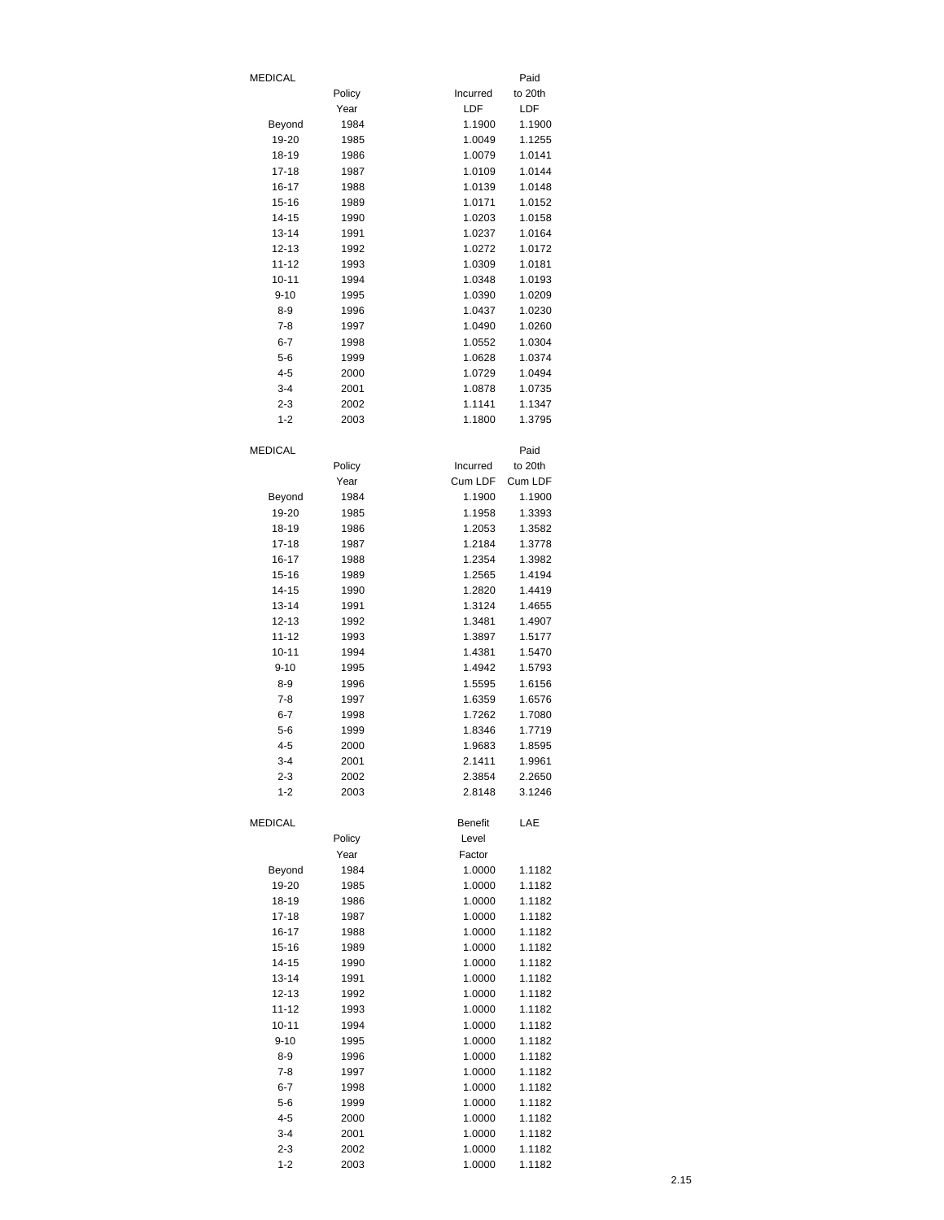MEDICAL

| | Policy Year | Incurred LDF | Paid to 20th LDF |
|---|---|---|---|
| Beyond | 1984 | 1.1900 | 1.1900 |
| 19-20 | 1985 | 1.0049 | 1.1255 |
| 18-19 | 1986 | 1.0079 | 1.0141 |
| 17-18 | 1987 | 1.0109 | 1.0144 |
| 16-17 | 1988 | 1.0139 | 1.0148 |
| 15-16 | 1989 | 1.0171 | 1.0152 |
| 14-15 | 1990 | 1.0203 | 1.0158 |
| 13-14 | 1991 | 1.0237 | 1.0164 |
| 12-13 | 1992 | 1.0272 | 1.0172 |
| 11-12 | 1993 | 1.0309 | 1.0181 |
| 10-11 | 1994 | 1.0348 | 1.0193 |
| 9-10 | 1995 | 1.0390 | 1.0209 |
| 8-9 | 1996 | 1.0437 | 1.0230 |
| 7-8 | 1997 | 1.0490 | 1.0260 |
| 6-7 | 1998 | 1.0552 | 1.0304 |
| 5-6 | 1999 | 1.0628 | 1.0374 |
| 4-5 | 2000 | 1.0729 | 1.0494 |
| 3-4 | 2001 | 1.0878 | 1.0735 |
| 2-3 | 2002 | 1.1141 | 1.1347 |
| 1-2 | 2003 | 1.1800 | 1.3795 |

MEDICAL

| | Policy Year | Incurred Cum LDF | Paid to 20th Cum LDF |
|---|---|---|---|
| Beyond | 1984 | 1.1900 | 1.1900 |
| 19-20 | 1985 | 1.1958 | 1.3393 |
| 18-19 | 1986 | 1.2053 | 1.3582 |
| 17-18 | 1987 | 1.2184 | 1.3778 |
| 16-17 | 1988 | 1.2354 | 1.3982 |
| 15-16 | 1989 | 1.2565 | 1.4194 |
| 14-15 | 1990 | 1.2820 | 1.4419 |
| 13-14 | 1991 | 1.3124 | 1.4655 |
| 12-13 | 1992 | 1.3481 | 1.4907 |
| 11-12 | 1993 | 1.3897 | 1.5177 |
| 10-11 | 1994 | 1.4381 | 1.5470 |
| 9-10 | 1995 | 1.4942 | 1.5793 |
| 8-9 | 1996 | 1.5595 | 1.6156 |
| 7-8 | 1997 | 1.6359 | 1.6576 |
| 6-7 | 1998 | 1.7262 | 1.7080 |
| 5-6 | 1999 | 1.8346 | 1.7719 |
| 4-5 | 2000 | 1.9683 | 1.8595 |
| 3-4 | 2001 | 2.1411 | 1.9961 |
| 2-3 | 2002 | 2.3854 | 2.2650 |
| 1-2 | 2003 | 2.8148 | 3.1246 |

MEDICAL

| | Policy Year | Benefit Level Factor | LAE |
|---|---|---|---|
| Beyond | 1984 | 1.0000 | 1.1182 |
| 19-20 | 1985 | 1.0000 | 1.1182 |
| 18-19 | 1986 | 1.0000 | 1.1182 |
| 17-18 | 1987 | 1.0000 | 1.1182 |
| 16-17 | 1988 | 1.0000 | 1.1182 |
| 15-16 | 1989 | 1.0000 | 1.1182 |
| 14-15 | 1990 | 1.0000 | 1.1182 |
| 13-14 | 1991 | 1.0000 | 1.1182 |
| 12-13 | 1992 | 1.0000 | 1.1182 |
| 11-12 | 1993 | 1.0000 | 1.1182 |
| 10-11 | 1994 | 1.0000 | 1.1182 |
| 9-10 | 1995 | 1.0000 | 1.1182 |
| 8-9 | 1996 | 1.0000 | 1.1182 |
| 7-8 | 1997 | 1.0000 | 1.1182 |
| 6-7 | 1998 | 1.0000 | 1.1182 |
| 5-6 | 1999 | 1.0000 | 1.1182 |
| 4-5 | 2000 | 1.0000 | 1.1182 |
| 3-4 | 2001 | 1.0000 | 1.1182 |
| 2-3 | 2002 | 1.0000 | 1.1182 |
| 1-2 | 2003 | 1.0000 | 1.1182 |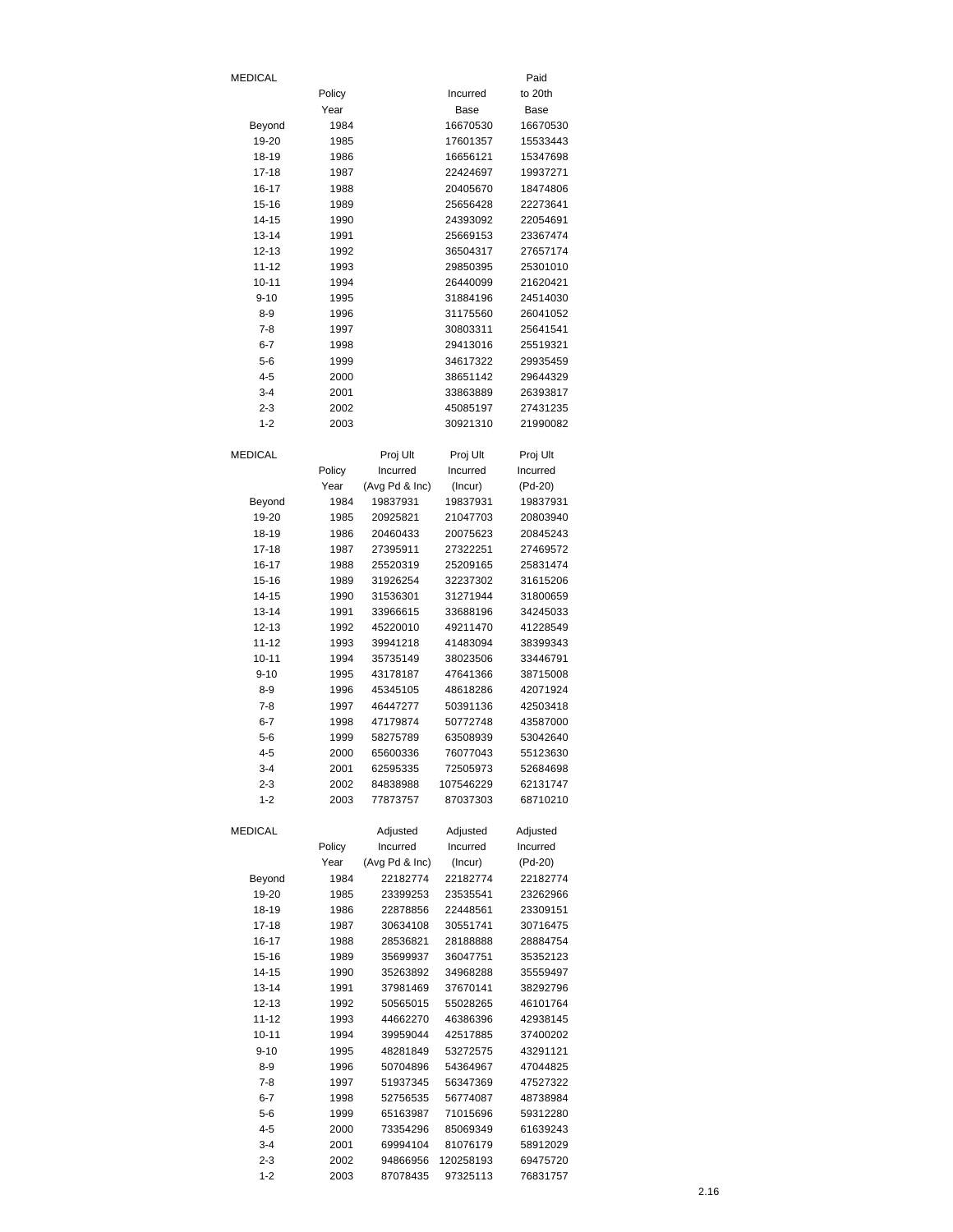**MEDICAL**

| | Policy Year | Incurred Base | Paid to 20th Base |
|---|---|---|---|
| Beyond | 1984 | 16670530 | 16670530 |
| 19-20 | 1985 | 17601357 | 15533443 |
| 18-19 | 1986 | 16656121 | 15347698 |
| 17-18 | 1987 | 22424697 | 19937271 |
| 16-17 | 1988 | 20405670 | 18474806 |
| 15-16 | 1989 | 25656428 | 22273641 |
| 14-15 | 1990 | 24393092 | 22054691 |
| 13-14 | 1991 | 25669153 | 23367474 |
| 12-13 | 1992 | 36504317 | 27657174 |
| 11-12 | 1993 | 29850395 | 25301010 |
| 10-11 | 1994 | 26440099 | 21620421 |
| 9-10 | 1995 | 31884196 | 24514030 |
| 8-9 | 1996 | 31175560 | 26041052 |
| 7-8 | 1997 | 30803311 | 25641541 |
| 6-7 | 1998 | 29413016 | 25519321 |
| 5-6 | 1999 | 34617322 | 29935459 |
| 4-5 | 2000 | 38651142 | 29644329 |
| 3-4 | 2001 | 33863889 | 26393817 |
| 2-3 | 2002 | 45085197 | 27431235 |
| 1-2 | 2003 | 30921310 | 21990082 |

**MEDICAL**

| | Policy Year | Proj Ult Incurred (Avg Pd & Inc) | Proj Ult Incurred (Incur) | Proj Ult Incurred (Pd-20) |
|---|---|---|---|---|
| Beyond | 1984 | 19837931 | 19837931 | 19837931 |
| 19-20 | 1985 | 20925821 | 21047703 | 20803940 |
| 18-19 | 1986 | 20460433 | 20075623 | 20845243 |
| 17-18 | 1987 | 27395911 | 27322251 | 27469572 |
| 16-17 | 1988 | 25520319 | 25209165 | 25831474 |
| 15-16 | 1989 | 31926254 | 32237302 | 31615206 |
| 14-15 | 1990 | 31536301 | 31271944 | 31800659 |
| 13-14 | 1991 | 33966615 | 33688196 | 34245033 |
| 12-13 | 1992 | 45220010 | 49211470 | 41228549 |
| 11-12 | 1993 | 39941218 | 41483094 | 38399343 |
| 10-11 | 1994 | 35735149 | 38023506 | 33446791 |
| 9-10 | 1995 | 43178187 | 47641366 | 38715008 |
| 8-9 | 1996 | 45345105 | 48618286 | 42071924 |
| 7-8 | 1997 | 46447277 | 50391136 | 42503418 |
| 6-7 | 1998 | 47179874 | 50772748 | 43587000 |
| 5-6 | 1999 | 58275789 | 63508939 | 53042640 |
| 4-5 | 2000 | 65600336 | 76077043 | 55123630 |
| 3-4 | 2001 | 62595335 | 72505973 | 52684698 |
| 2-3 | 2002 | 84838988 | 107546229 | 62131747 |
| 1-2 | 2003 | 77873757 | 87037303 | 68710210 |

**MEDICAL**

| | Policy Year | Adjusted Incurred (Avg Pd & Inc) | Adjusted Incurred (Incur) | Adjusted Incurred (Pd-20) |
|---|---|---|---|---|
| Beyond | 1984 | 22182774 | 22182774 | 22182774 |
| 19-20 | 1985 | 23399253 | 23535541 | 23262966 |
| 18-19 | 1986 | 22878856 | 22448561 | 23309151 |
| 17-18 | 1987 | 30634108 | 30551741 | 30716475 |
| 16-17 | 1988 | 28536821 | 28188888 | 28884754 |
| 15-16 | 1989 | 35699937 | 36047751 | 35352123 |
| 14-15 | 1990 | 35263892 | 34968288 | 35559497 |
| 13-14 | 1991 | 37981469 | 37670141 | 38292796 |
| 12-13 | 1992 | 50565015 | 55028265 | 46101764 |
| 11-12 | 1993 | 44662270 | 46386396 | 42938145 |
| 10-11 | 1994 | 39959044 | 42517885 | 37400202 |
| 9-10 | 1995 | 48281849 | 53272575 | 43291121 |
| 8-9 | 1996 | 50704896 | 54364967 | 47044825 |
| 7-8 | 1997 | 51937345 | 56347369 | 47527322 |
| 6-7 | 1998 | 52756535 | 56774087 | 48738984 |
| 5-6 | 1999 | 65163987 | 71015696 | 59312280 |
| 4-5 | 2000 | 73354296 | 85069349 | 61639243 |
| 3-4 | 2001 | 69994104 | 81076179 | 58912029 |
| 2-3 | 2002 | 94866956 | 120258193 | 69475720 |
| 1-2 | 2003 | 87078435 | 97325113 | 76831757 |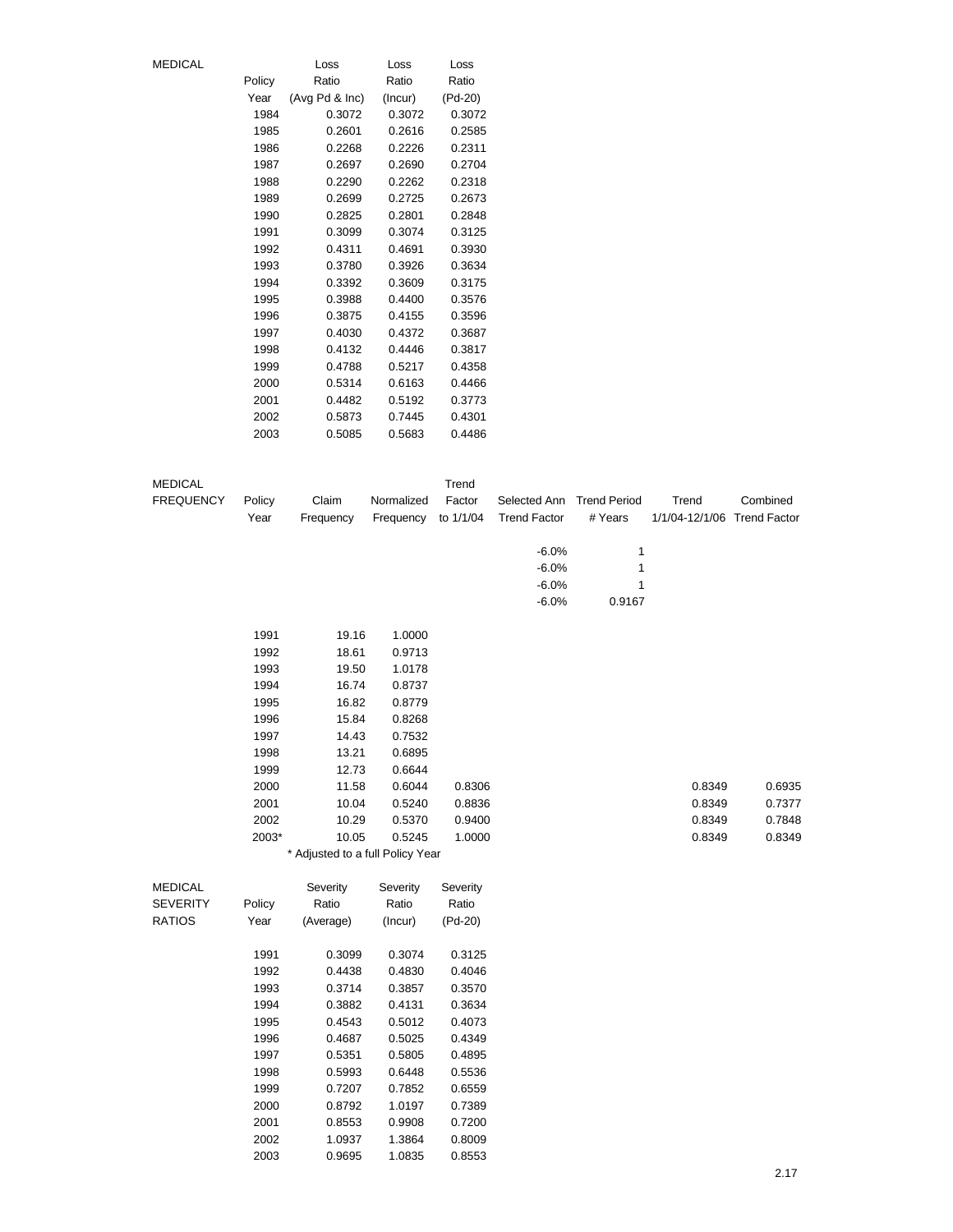| MEDICAL | Policy Year | Loss Ratio (Avg Pd & Inc) | Loss Ratio (Incur) | Loss Ratio (Pd-20) |
|---|---|---|---|---|
| | 1984 | 0.3072 | 0.3072 | 0.3072 |
| | 1985 | 0.2601 | 0.2616 | 0.2585 |
| | 1986 | 0.2268 | 0.2226 | 0.2311 |
| | 1987 | 0.2697 | 0.2690 | 0.2704 |
| | 1988 | 0.2290 | 0.2262 | 0.2318 |
| | 1989 | 0.2699 | 0.2725 | 0.2673 |
| | 1990 | 0.2825 | 0.2801 | 0.2848 |
| | 1991 | 0.3099 | 0.3074 | 0.3125 |
| | 1992 | 0.4311 | 0.4691 | 0.3930 |
| | 1993 | 0.3780 | 0.3926 | 0.3634 |
| | 1994 | 0.3392 | 0.3609 | 0.3175 |
| | 1995 | 0.3988 | 0.4400 | 0.3576 |
| | 1996 | 0.3875 | 0.4155 | 0.3596 |
| | 1997 | 0.4030 | 0.4372 | 0.3687 |
| | 1998 | 0.4132 | 0.4446 | 0.3817 |
| | 1999 | 0.4788 | 0.5217 | 0.4358 |
| | 2000 | 0.5314 | 0.6163 | 0.4466 |
| | 2001 | 0.4482 | 0.5192 | 0.3773 |
| | 2002 | 0.5873 | 0.7445 | 0.4301 |
| | 2003 | 0.5085 | 0.5683 | 0.4486 |

| MEDICAL FREQUENCY | Policy Year | Claim Frequency | Normalized Frequency | Trend Factor to 1/1/04 | Selected Ann Trend Factor | Trend Period # Years | Trend 1/1/04-12/1/06 | Combined Trend Factor |
|---|---|---|---|---|---|---|---|---|
| | | | | | -6.0% | 1 | | |
| | | | | | -6.0% | 1 | | |
| | | | | | -6.0% | 1 | | |
| | | | | | -6.0% | 0.9167 | | |
| | 1991 | 19.16 | 1.0000 | | | | | |
| | 1992 | 18.61 | 0.9713 | | | | | |
| | 1993 | 19.50 | 1.0178 | | | | | |
| | 1994 | 16.74 | 0.8737 | | | | | |
| | 1995 | 16.82 | 0.8779 | | | | | |
| | 1996 | 15.84 | 0.8268 | | | | | |
| | 1997 | 14.43 | 0.7532 | | | | | |
| | 1998 | 13.21 | 0.6895 | | | | | |
| | 1999 | 12.73 | 0.6644 | | | | | |
| | 2000 | 11.58 | 0.6044 | 0.8306 | | | 0.8349 | 0.6935 |
| | 2001 | 10.04 | 0.5240 | 0.8836 | | | 0.8349 | 0.7377 |
| | 2002 | 10.29 | 0.5370 | 0.9400 | | | 0.8349 | 0.7848 |
| | 2003* | 10.05 | 0.5245 | 1.0000 | | | 0.8349 | 0.8349 |

\* Adjusted to a full Policy Year

| MEDICAL SEVERITY RATIOS | Policy Year | Severity Ratio (Average) | Severity Ratio (Incur) | Severity Ratio (Pd-20) |
|---|---|---|---|---|
| | 1991 | 0.3099 | 0.3074 | 0.3125 |
| | 1992 | 0.4438 | 0.4830 | 0.4046 |
| | 1993 | 0.3714 | 0.3857 | 0.3570 |
| | 1994 | 0.3882 | 0.4131 | 0.3634 |
| | 1995 | 0.4543 | 0.5012 | 0.4073 |
| | 1996 | 0.4687 | 0.5025 | 0.4349 |
| | 1997 | 0.5351 | 0.5805 | 0.4895 |
| | 1998 | 0.5993 | 0.6448 | 0.5536 |
| | 1999 | 0.7207 | 0.7852 | 0.6559 |
| | 2000 | 0.8792 | 1.0197 | 0.7389 |
| | 2001 | 0.8553 | 0.9908 | 0.7200 |
| | 2002 | 1.0937 | 1.3864 | 0.8009 |
| | 2003 | 0.9695 | 1.0835 | 0.8553 |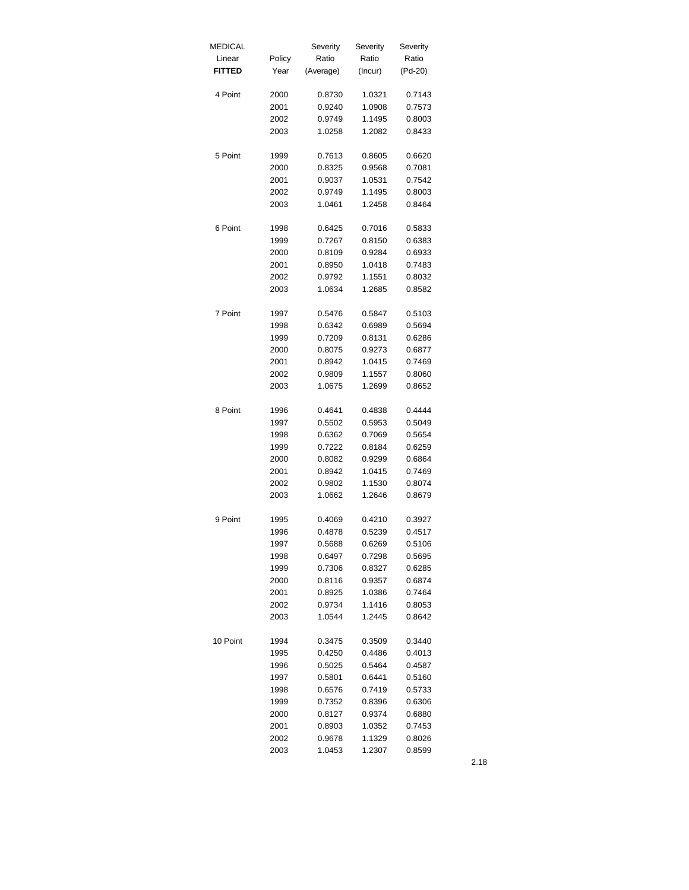| MEDICAL Linear **FITTED** | Policy Year | Severity Ratio (Average) | Severity Ratio (Incur) | Severity Ratio (Pd-20) |
|---|---|---|---|---|
| 4 Point | 2000 | 0.8730 | 1.0321 | 0.7143 |
| | 2001 | 0.9240 | 1.0908 | 0.7573 |
| | 2002 | 0.9749 | 1.1495 | 0.8003 |
| | 2003 | 1.0258 | 1.2082 | 0.8433 |
| | | | | |
| 5 Point | 1999 | 0.7613 | 0.8605 | 0.6620 |
| | 2000 | 0.8325 | 0.9568 | 0.7081 |
| | 2001 | 0.9037 | 1.0531 | 0.7542 |
| | 2002 | 0.9749 | 1.1495 | 0.8003 |
| | 2003 | 1.0461 | 1.2458 | 0.8464 |
| | | | | |
| 6 Point | 1998 | 0.6425 | 0.7016 | 0.5833 |
| | 1999 | 0.7267 | 0.8150 | 0.6383 |
| | 2000 | 0.8109 | 0.9284 | 0.6933 |
| | 2001 | 0.8950 | 1.0418 | 0.7483 |
| | 2002 | 0.9792 | 1.1551 | 0.8032 |
| | 2003 | 1.0634 | 1.2685 | 0.8582 |
| | | | | |
| 7 Point | 1997 | 0.5476 | 0.5847 | 0.5103 |
| | 1998 | 0.6342 | 0.6989 | 0.5694 |
| | 1999 | 0.7209 | 0.8131 | 0.6286 |
| | 2000 | 0.8075 | 0.9273 | 0.6877 |
| | 2001 | 0.8942 | 1.0415 | 0.7469 |
| | 2002 | 0.9809 | 1.1557 | 0.8060 |
| | 2003 | 1.0675 | 1.2699 | 0.8652 |
| | | | | |
| 8 Point | 1996 | 0.4641 | 0.4838 | 0.4444 |
| | 1997 | 0.5502 | 0.5953 | 0.5049 |
| | 1998 | 0.6362 | 0.7069 | 0.5654 |
| | 1999 | 0.7222 | 0.8184 | 0.6259 |
| | 2000 | 0.8082 | 0.9299 | 0.6864 |
| | 2001 | 0.8942 | 1.0415 | 0.7469 |
| | 2002 | 0.9802 | 1.1530 | 0.8074 |
| | 2003 | 1.0662 | 1.2646 | 0.8679 |
| | | | | |
| 9 Point | 1995 | 0.4069 | 0.4210 | 0.3927 |
| | 1996 | 0.4878 | 0.5239 | 0.4517 |
| | 1997 | 0.5688 | 0.6269 | 0.5106 |
| | 1998 | 0.6497 | 0.7298 | 0.5695 |
| | 1999 | 0.7306 | 0.8327 | 0.6285 |
| | 2000 | 0.8116 | 0.9357 | 0.6874 |
| | 2001 | 0.8925 | 1.0386 | 0.7464 |
| | 2002 | 0.9734 | 1.1416 | 0.8053 |
| | 2003 | 1.0544 | 1.2445 | 0.8642 |
| | | | | |
| 10 Point | 1994 | 0.3475 | 0.3509 | 0.3440 |
| | 1995 | 0.4250 | 0.4486 | 0.4013 |
| | 1996 | 0.5025 | 0.5464 | 0.4587 |
| | 1997 | 0.5801 | 0.6441 | 0.5160 |
| | 1998 | 0.6576 | 0.7419 | 0.5733 |
| | 1999 | 0.7352 | 0.8396 | 0.6306 |
| | 2000 | 0.8127 | 0.9374 | 0.6880 |
| | 2001 | 0.8903 | 1.0352 | 0.7453 |
| | 2002 | 0.9678 | 1.1329 | 0.8026 |
| | 2003 | 1.0453 | 1.2307 | 0.8599 |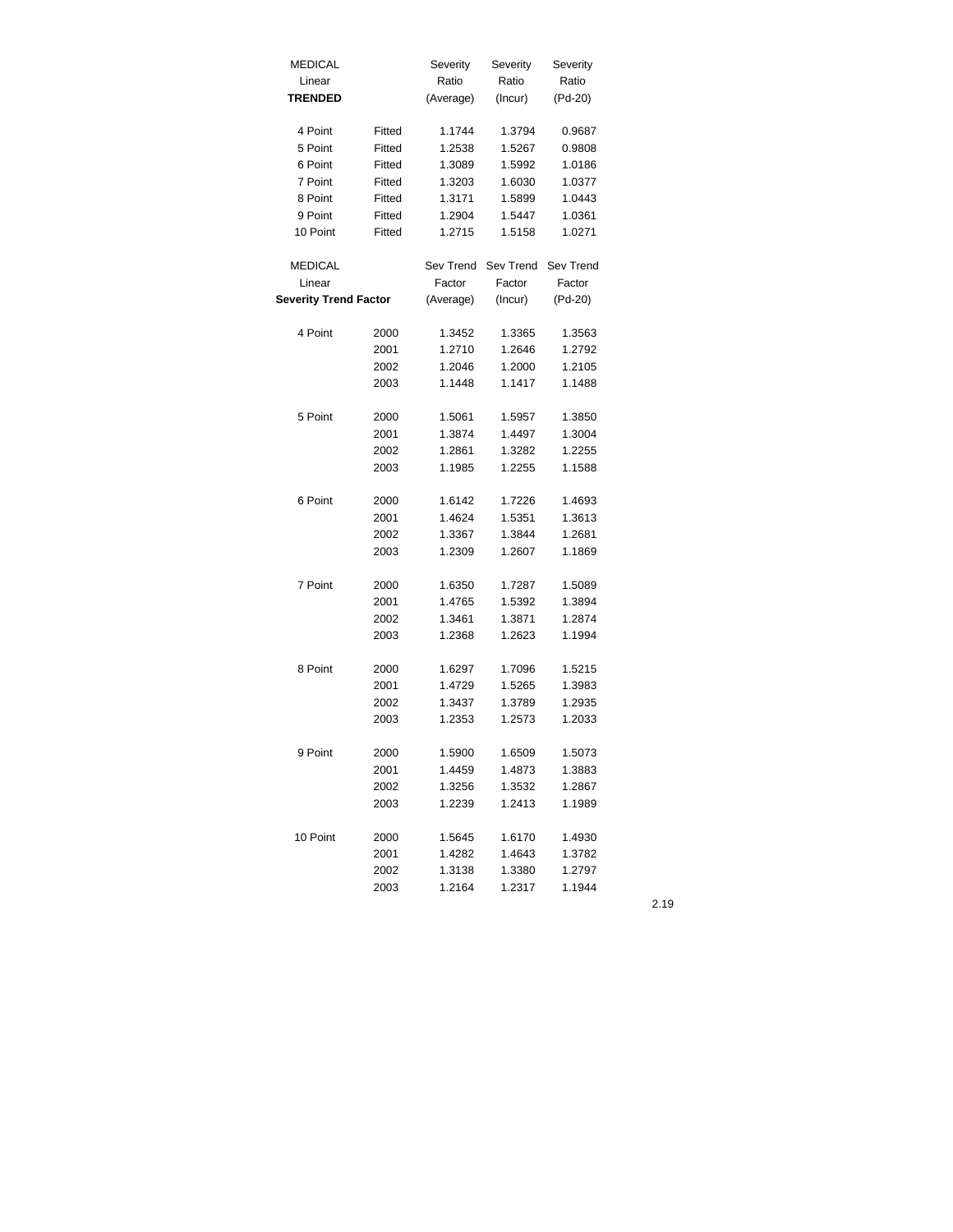| MEDICAL<br>Linear<br>**TRENDED** | | Severity<br>Ratio<br>(Average) | Severity<br>Ratio<br>(Incur) | Severity<br>Ratio<br>(Pd-20) |
|---|---|---|---|---|
| 4 Point | Fitted | 1.1744 | 1.3794 | 0.9687 |
| 5 Point | Fitted | 1.2538 | 1.5267 | 0.9808 |
| 6 Point | Fitted | 1.3089 | 1.5992 | 1.0186 |
| 7 Point | Fitted | 1.3203 | 1.6030 | 1.0377 |
| 8 Point | Fitted | 1.3171 | 1.5899 | 1.0443 |
| 9 Point | Fitted | 1.2904 | 1.5447 | 1.0361 |
| 10 Point | Fitted | 1.2715 | 1.5158 | 1.0271 |

| MEDICAL<br>Linear<br>**Severity Trend Factor** | | Sev Trend<br>Factor<br>(Average) | Sev Trend<br>Factor<br>(Incur) | Sev Trend<br>Factor<br>(Pd-20) |
|---|---|---|---|---|
| 4 Point | 2000 | 1.3452 | 1.3365 | 1.3563 |
| | 2001 | 1.2710 | 1.2646 | 1.2792 |
| | 2002 | 1.2046 | 1.2000 | 1.2105 |
| | 2003 | 1.1448 | 1.1417 | 1.1488 |
| 5 Point | 2000 | 1.5061 | 1.5957 | 1.3850 |
| | 2001 | 1.3874 | 1.4497 | 1.3004 |
| | 2002 | 1.2861 | 1.3282 | 1.2255 |
| | 2003 | 1.1985 | 1.2255 | 1.1588 |
| 6 Point | 2000 | 1.6142 | 1.7226 | 1.4693 |
| | 2001 | 1.4624 | 1.5351 | 1.3613 |
| | 2002 | 1.3367 | 1.3844 | 1.2681 |
| | 2003 | 1.2309 | 1.2607 | 1.1869 |
| 7 Point | 2000 | 1.6350 | 1.7287 | 1.5089 |
| | 2001 | 1.4765 | 1.5392 | 1.3894 |
| | 2002 | 1.3461 | 1.3871 | 1.2874 |
| | 2003 | 1.2368 | 1.2623 | 1.1994 |
| 8 Point | 2000 | 1.6297 | 1.7096 | 1.5215 |
| | 2001 | 1.4729 | 1.5265 | 1.3983 |
| | 2002 | 1.3437 | 1.3789 | 1.2935 |
| | 2003 | 1.2353 | 1.2573 | 1.2033 |
| 9 Point | 2000 | 1.5900 | 1.6509 | 1.5073 |
| | 2001 | 1.4459 | 1.4873 | 1.3883 |
| | 2002 | 1.3256 | 1.3532 | 1.2867 |
| | 2003 | 1.2239 | 1.2413 | 1.1989 |
| 10 Point | 2000 | 1.5645 | 1.6170 | 1.4930 |
| | 2001 | 1.4282 | 1.4643 | 1.3782 |
| | 2002 | 1.3138 | 1.3380 | 1.2797 |
| | 2003 | 1.2164 | 1.2317 | 1.1944 |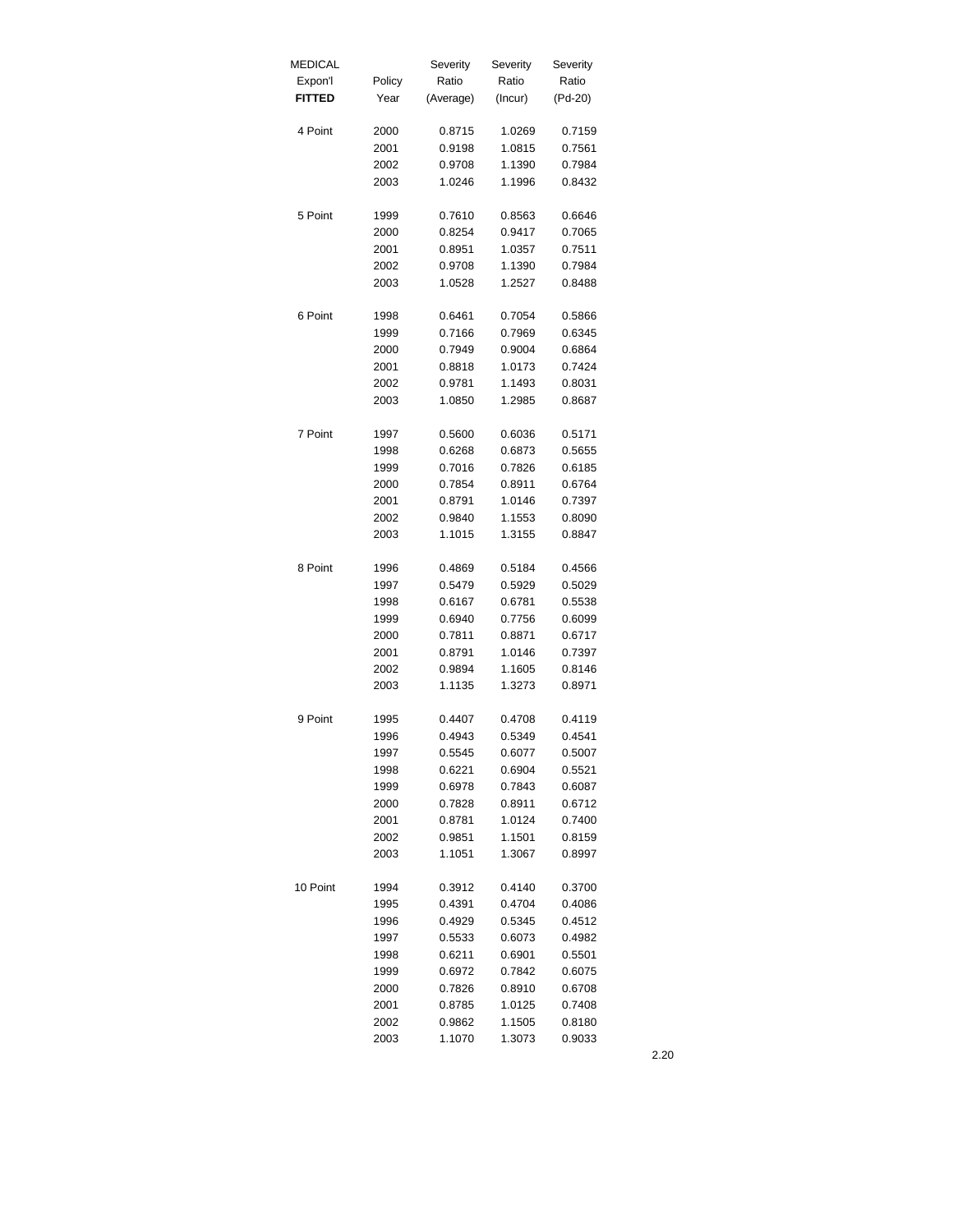| MEDICAL Expon'l **FITTED** | Policy Year | Severity Ratio (Average) | Severity Ratio (Incur) | Severity Ratio (Pd-20) |
|---|---|---|---|---|
| 4 Point | 2000 | 0.8715 | 1.0269 | 0.7159 |
| | 2001 | 0.9198 | 1.0815 | 0.7561 |
| | 2002 | 0.9708 | 1.1390 | 0.7984 |
| | 2003 | 1.0246 | 1.1996 | 0.8432 |
| 5 Point | 1999 | 0.7610 | 0.8563 | 0.6646 |
| | 2000 | 0.8254 | 0.9417 | 0.7065 |
| | 2001 | 0.8951 | 1.0357 | 0.7511 |
| | 2002 | 0.9708 | 1.1390 | 0.7984 |
| | 2003 | 1.0528 | 1.2527 | 0.8488 |
| 6 Point | 1998 | 0.6461 | 0.7054 | 0.5866 |
| | 1999 | 0.7166 | 0.7969 | 0.6345 |
| | 2000 | 0.7949 | 0.9004 | 0.6864 |
| | 2001 | 0.8818 | 1.0173 | 0.7424 |
| | 2002 | 0.9781 | 1.1493 | 0.8031 |
| | 2003 | 1.0850 | 1.2985 | 0.8687 |
| 7 Point | 1997 | 0.5600 | 0.6036 | 0.5171 |
| | 1998 | 0.6268 | 0.6873 | 0.5655 |
| | 1999 | 0.7016 | 0.7826 | 0.6185 |
| | 2000 | 0.7854 | 0.8911 | 0.6764 |
| | 2001 | 0.8791 | 1.0146 | 0.7397 |
| | 2002 | 0.9840 | 1.1553 | 0.8090 |
| | 2003 | 1.1015 | 1.3155 | 0.8847 |
| 8 Point | 1996 | 0.4869 | 0.5184 | 0.4566 |
| | 1997 | 0.5479 | 0.5929 | 0.5029 |
| | 1998 | 0.6167 | 0.6781 | 0.5538 |
| | 1999 | 0.6940 | 0.7756 | 0.6099 |
| | 2000 | 0.7811 | 0.8871 | 0.6717 |
| | 2001 | 0.8791 | 1.0146 | 0.7397 |
| | 2002 | 0.9894 | 1.1605 | 0.8146 |
| | 2003 | 1.1135 | 1.3273 | 0.8971 |
| 9 Point | 1995 | 0.4407 | 0.4708 | 0.4119 |
| | 1996 | 0.4943 | 0.5349 | 0.4541 |
| | 1997 | 0.5545 | 0.6077 | 0.5007 |
| | 1998 | 0.6221 | 0.6904 | 0.5521 |
| | 1999 | 0.6978 | 0.7843 | 0.6087 |
| | 2000 | 0.7828 | 0.8911 | 0.6712 |
| | 2001 | 0.8781 | 1.0124 | 0.7400 |
| | 2002 | 0.9851 | 1.1501 | 0.8159 |
| | 2003 | 1.1051 | 1.3067 | 0.8997 |
| 10 Point | 1994 | 0.3912 | 0.4140 | 0.3700 |
| | 1995 | 0.4391 | 0.4704 | 0.4086 |
| | 1996 | 0.4929 | 0.5345 | 0.4512 |
| | 1997 | 0.5533 | 0.6073 | 0.4982 |
| | 1998 | 0.6211 | 0.6901 | 0.5501 |
| | 1999 | 0.6972 | 0.7842 | 0.6075 |
| | 2000 | 0.7826 | 0.8910 | 0.6708 |
| | 2001 | 0.8785 | 1.0125 | 0.7408 |
| | 2002 | 0.9862 | 1.1505 | 0.8180 |
| | 2003 | 1.1070 | 1.3073 | 0.9033 |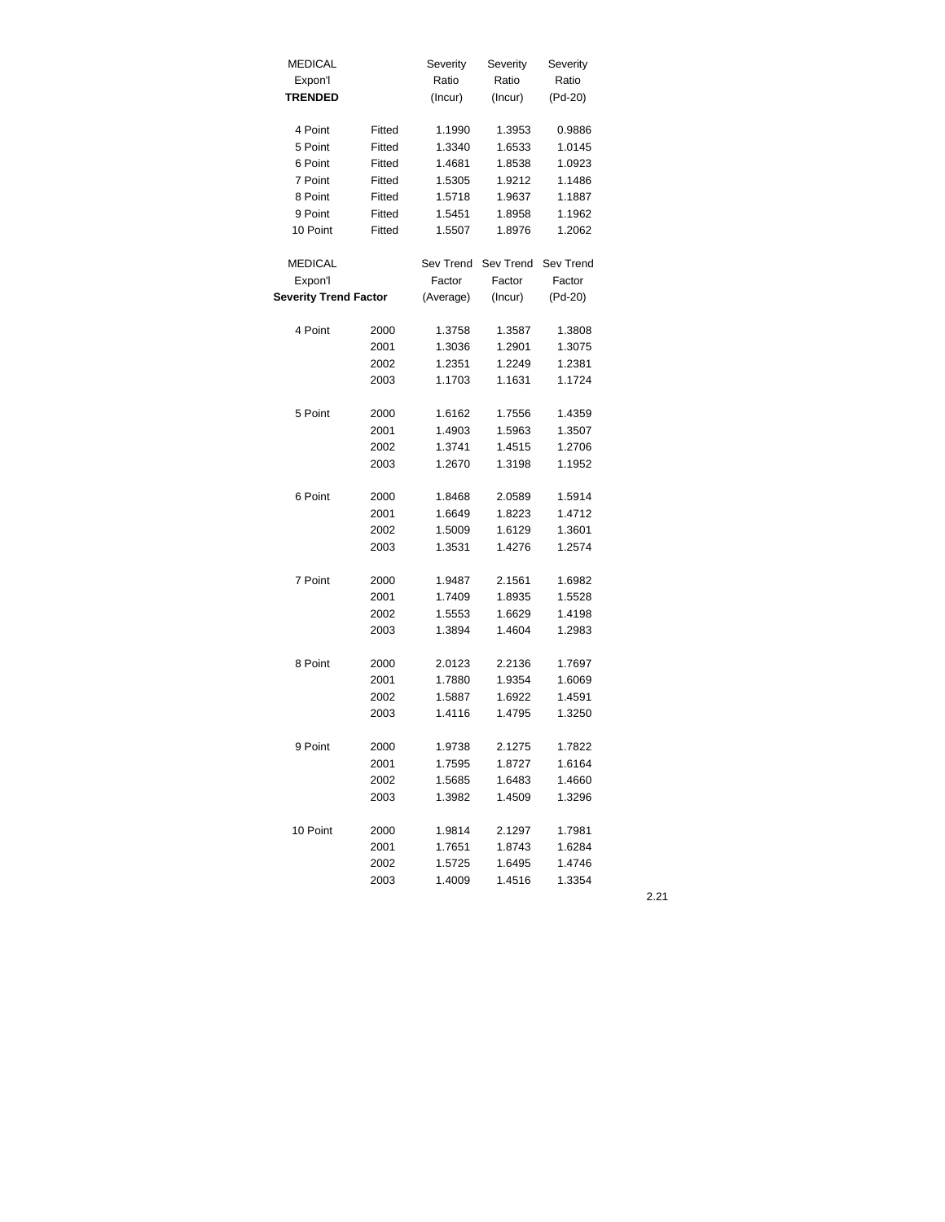| MEDICAL Expon'l **TRENDED** | | Severity Ratio (Incur) | Severity Ratio (Incur) | Severity Ratio (Pd-20) |
|---|---|---|---|---|
| 4 Point | Fitted | 1.1990 | 1.3953 | 0.9886 |
| 5 Point | Fitted | 1.3340 | 1.6533 | 1.0145 |
| 6 Point | Fitted | 1.4681 | 1.8538 | 1.0923 |
| 7 Point | Fitted | 1.5305 | 1.9212 | 1.1486 |
| 8 Point | Fitted | 1.5718 | 1.9637 | 1.1887 |
| 9 Point | Fitted | 1.5451 | 1.8958 | 1.1962 |
| 10 Point | Fitted | 1.5507 | 1.8976 | 1.2062 |

| MEDICAL Expon'l **Severity Trend Factor** | | Sev Trend Factor (Average) | Sev Trend Factor (Incur) | Sev Trend Factor (Pd-20) |
|---|---|---|---|---|
| 4 Point | 2000 | 1.3758 | 1.3587 | 1.3808 |
| | 2001 | 1.3036 | 1.2901 | 1.3075 |
| | 2002 | 1.2351 | 1.2249 | 1.2381 |
| | 2003 | 1.1703 | 1.1631 | 1.1724 |
| 5 Point | 2000 | 1.6162 | 1.7556 | 1.4359 |
| | 2001 | 1.4903 | 1.5963 | 1.3507 |
| | 2002 | 1.3741 | 1.4515 | 1.2706 |
| | 2003 | 1.2670 | 1.3198 | 1.1952 |
| 6 Point | 2000 | 1.8468 | 2.0589 | 1.5914 |
| | 2001 | 1.6649 | 1.8223 | 1.4712 |
| | 2002 | 1.5009 | 1.6129 | 1.3601 |
| | 2003 | 1.3531 | 1.4276 | 1.2574 |
| 7 Point | 2000 | 1.9487 | 2.1561 | 1.6982 |
| | 2001 | 1.7409 | 1.8935 | 1.5528 |
| | 2002 | 1.5553 | 1.6629 | 1.4198 |
| | 2003 | 1.3894 | 1.4604 | 1.2983 |
| 8 Point | 2000 | 2.0123 | 2.2136 | 1.7697 |
| | 2001 | 1.7880 | 1.9354 | 1.6069 |
| | 2002 | 1.5887 | 1.6922 | 1.4591 |
| | 2003 | 1.4116 | 1.4795 | 1.3250 |
| 9 Point | 2000 | 1.9738 | 2.1275 | 1.7822 |
| | 2001 | 1.7595 | 1.8727 | 1.6164 |
| | 2002 | 1.5685 | 1.6483 | 1.4660 |
| | 2003 | 1.3982 | 1.4509 | 1.3296 |
| 10 Point | 2000 | 1.9814 | 2.1297 | 1.7981 |
| | 2001 | 1.7651 | 1.8743 | 1.6284 |
| | 2002 | 1.5725 | 1.6495 | 1.4746 |
| | 2003 | 1.4009 | 1.4516 | 1.3354 |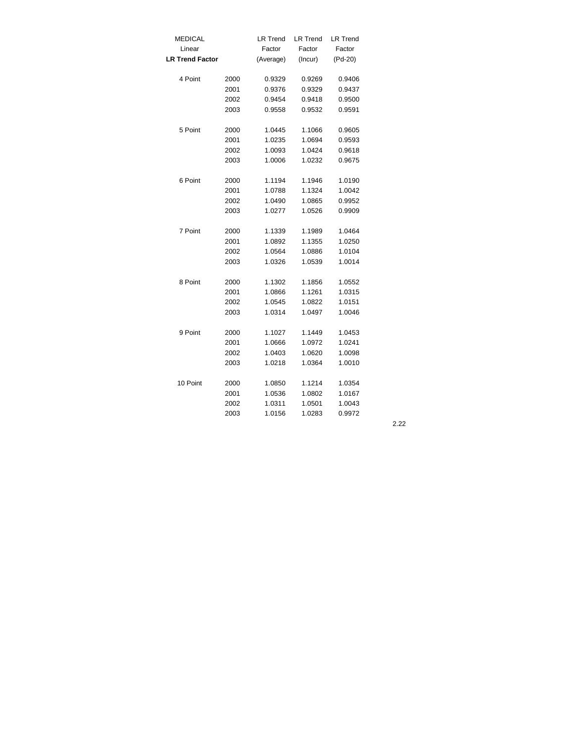| MEDICAL Linear **LR Trend Factor** | | LR Trend Factor (Average) | LR Trend Factor (Incur) | LR Trend Factor (Pd-20) |
|---|---|---|---|---|
| 4 Point | 2000 | 0.9329 | 0.9269 | 0.9406 |
| | 2001 | 0.9376 | 0.9329 | 0.9437 |
| | 2002 | 0.9454 | 0.9418 | 0.9500 |
| | 2003 | 0.9558 | 0.9532 | 0.9591 |
| 5 Point | 2000 | 1.0445 | 1.1066 | 0.9605 |
| | 2001 | 1.0235 | 1.0694 | 0.9593 |
| | 2002 | 1.0093 | 1.0424 | 0.9618 |
| | 2003 | 1.0006 | 1.0232 | 0.9675 |
| 6 Point | 2000 | 1.1194 | 1.1946 | 1.0190 |
| | 2001 | 1.0788 | 1.1324 | 1.0042 |
| | 2002 | 1.0490 | 1.0865 | 0.9952 |
| | 2003 | 1.0277 | 1.0526 | 0.9909 |
| 7 Point | 2000 | 1.1339 | 1.1989 | 1.0464 |
| | 2001 | 1.0892 | 1.1355 | 1.0250 |
| | 2002 | 1.0564 | 1.0886 | 1.0104 |
| | 2003 | 1.0326 | 1.0539 | 1.0014 |
| 8 Point | 2000 | 1.1302 | 1.1856 | 1.0552 |
| | 2001 | 1.0866 | 1.1261 | 1.0315 |
| | 2002 | 1.0545 | 1.0822 | 1.0151 |
| | 2003 | 1.0314 | 1.0497 | 1.0046 |
| 9 Point | 2000 | 1.1027 | 1.1449 | 1.0453 |
| | 2001 | 1.0666 | 1.0972 | 1.0241 |
| | 2002 | 1.0403 | 1.0620 | 1.0098 |
| | 2003 | 1.0218 | 1.0364 | 1.0010 |
| 10 Point | 2000 | 1.0850 | 1.1214 | 1.0354 |
| | 2001 | 1.0536 | 1.0802 | 1.0167 |
| | 2002 | 1.0311 | 1.0501 | 1.0043 |
| | 2003 | 1.0156 | 1.0283 | 0.9972 |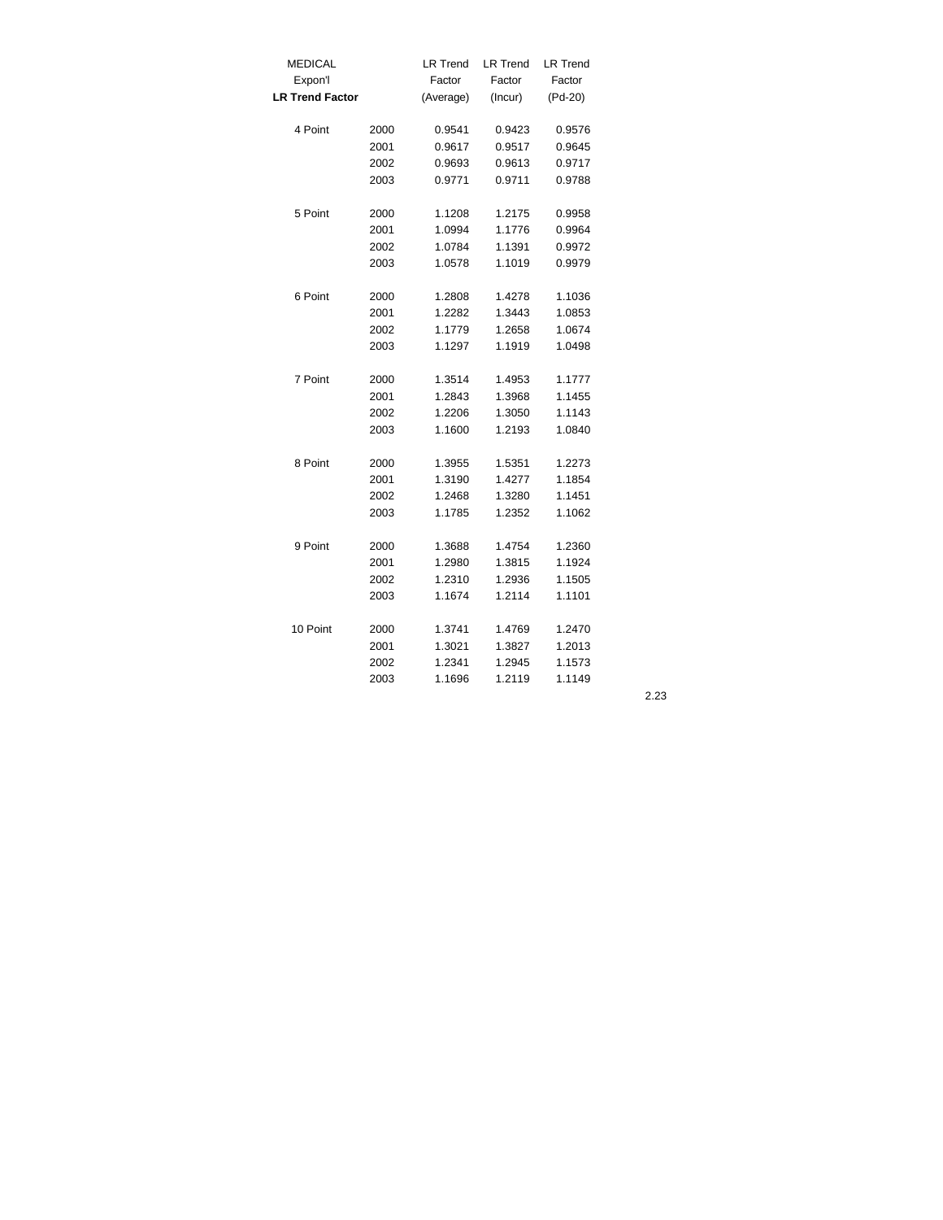| MEDICAL Expon'l **LR Trend Factor** | | LR Trend Factor (Average) | LR Trend Factor (Incur) | LR Trend Factor (Pd-20) |
|---|---|---|---|---|
| 4 Point | 2000 | 0.9541 | 0.9423 | 0.9576 |
| | 2001 | 0.9617 | 0.9517 | 0.9645 |
| | 2002 | 0.9693 | 0.9613 | 0.9717 |
| | 2003 | 0.9771 | 0.9711 | 0.9788 |
| 5 Point | 2000 | 1.1208 | 1.2175 | 0.9958 |
| | 2001 | 1.0994 | 1.1776 | 0.9964 |
| | 2002 | 1.0784 | 1.1391 | 0.9972 |
| | 2003 | 1.0578 | 1.1019 | 0.9979 |
| 6 Point | 2000 | 1.2808 | 1.4278 | 1.1036 |
| | 2001 | 1.2282 | 1.3443 | 1.0853 |
| | 2002 | 1.1779 | 1.2658 | 1.0674 |
| | 2003 | 1.1297 | 1.1919 | 1.0498 |
| 7 Point | 2000 | 1.3514 | 1.4953 | 1.1777 |
| | 2001 | 1.2843 | 1.3968 | 1.1455 |
| | 2002 | 1.2206 | 1.3050 | 1.1143 |
| | 2003 | 1.1600 | 1.2193 | 1.0840 |
| 8 Point | 2000 | 1.3955 | 1.5351 | 1.2273 |
| | 2001 | 1.3190 | 1.4277 | 1.1854 |
| | 2002 | 1.2468 | 1.3280 | 1.1451 |
| | 2003 | 1.1785 | 1.2352 | 1.1062 |
| 9 Point | 2000 | 1.3688 | 1.4754 | 1.2360 |
| | 2001 | 1.2980 | 1.3815 | 1.1924 |
| | 2002 | 1.2310 | 1.2936 | 1.1505 |
| | 2003 | 1.1674 | 1.2114 | 1.1101 |
| 10 Point | 2000 | 1.3741 | 1.4769 | 1.2470 |
| | 2001 | 1.3021 | 1.3827 | 1.2013 |
| | 2002 | 1.2341 | 1.2945 | 1.1573 |
| | 2003 | 1.1696 | 1.2119 | 1.1149 |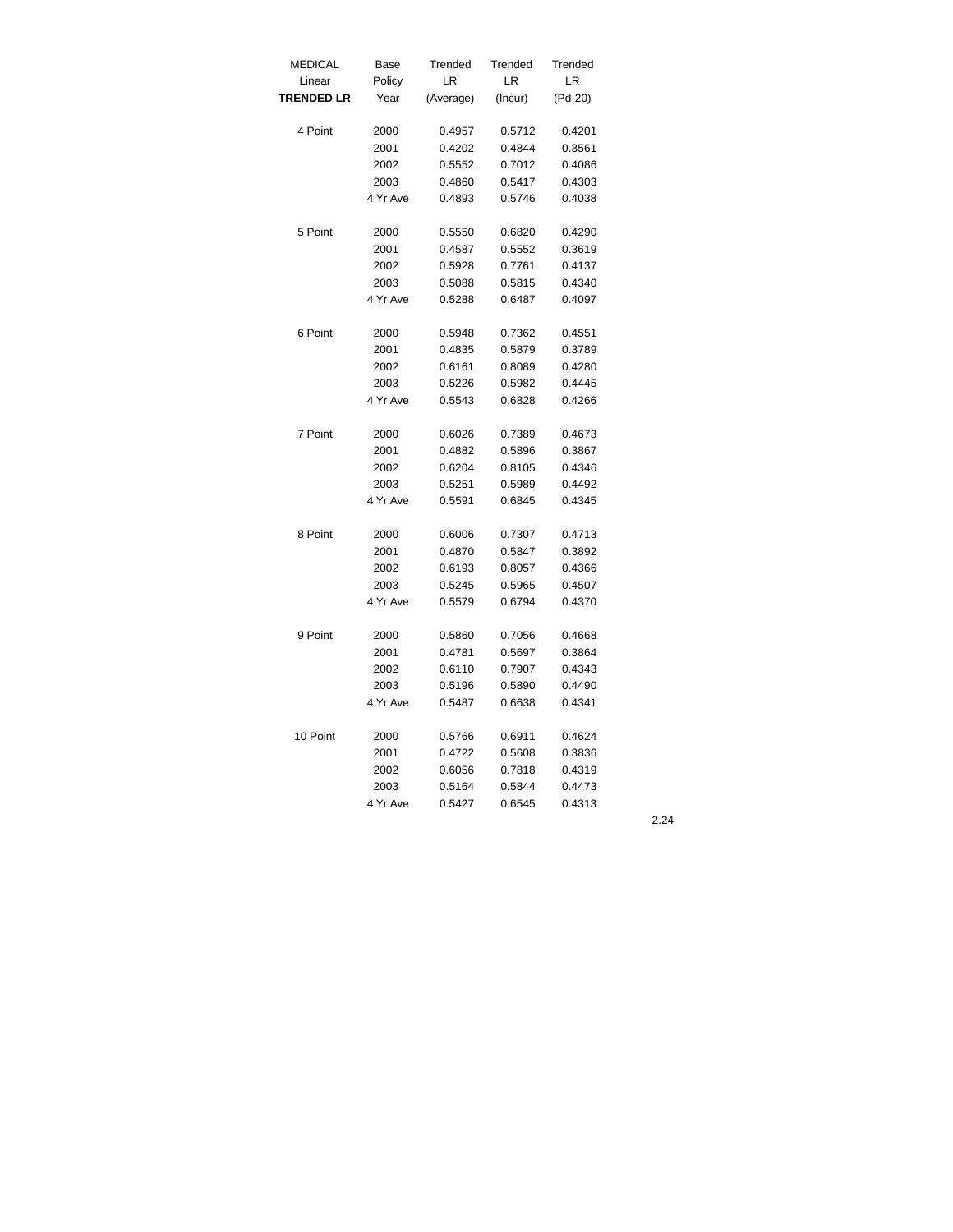| MEDICAL Linear **TRENDED LR** | Base Policy Year | Trended LR (Average) | Trended LR (Incur) | Trended LR (Pd-20) |
|---|---|---|---|---|
| 4 Point | 2000 | 0.4957 | 0.5712 | 0.4201 |
| | 2001 | 0.4202 | 0.4844 | 0.3561 |
| | 2002 | 0.5552 | 0.7012 | 0.4086 |
| | 2003 | 0.4860 | 0.5417 | 0.4303 |
| | 4 Yr Ave | 0.4893 | 0.5746 | 0.4038 |
| 5 Point | 2000 | 0.5550 | 0.6820 | 0.4290 |
| | 2001 | 0.4587 | 0.5552 | 0.3619 |
| | 2002 | 0.5928 | 0.7761 | 0.4137 |
| | 2003 | 0.5088 | 0.5815 | 0.4340 |
| | 4 Yr Ave | 0.5288 | 0.6487 | 0.4097 |
| 6 Point | 2000 | 0.5948 | 0.7362 | 0.4551 |
| | 2001 | 0.4835 | 0.5879 | 0.3789 |
| | 2002 | 0.6161 | 0.8089 | 0.4280 |
| | 2003 | 0.5226 | 0.5982 | 0.4445 |
| | 4 Yr Ave | 0.5543 | 0.6828 | 0.4266 |
| 7 Point | 2000 | 0.6026 | 0.7389 | 0.4673 |
| | 2001 | 0.4882 | 0.5896 | 0.3867 |
| | 2002 | 0.6204 | 0.8105 | 0.4346 |
| | 2003 | 0.5251 | 0.5989 | 0.4492 |
| | 4 Yr Ave | 0.5591 | 0.6845 | 0.4345 |
| 8 Point | 2000 | 0.6006 | 0.7307 | 0.4713 |
| | 2001 | 0.4870 | 0.5847 | 0.3892 |
| | 2002 | 0.6193 | 0.8057 | 0.4366 |
| | 2003 | 0.5245 | 0.5965 | 0.4507 |
| | 4 Yr Ave | 0.5579 | 0.6794 | 0.4370 |
| 9 Point | 2000 | 0.5860 | 0.7056 | 0.4668 |
| | 2001 | 0.4781 | 0.5697 | 0.3864 |
| | 2002 | 0.6110 | 0.7907 | 0.4343 |
| | 2003 | 0.5196 | 0.5890 | 0.4490 |
| | 4 Yr Ave | 0.5487 | 0.6638 | 0.4341 |
| 10 Point | 2000 | 0.5766 | 0.6911 | 0.4624 |
| | 2001 | 0.4722 | 0.5608 | 0.3836 |
| | 2002 | 0.6056 | 0.7818 | 0.4319 |
| | 2003 | 0.5164 | 0.5844 | 0.4473 |
| | 4 Yr Ave | 0.5427 | 0.6545 | 0.4313 |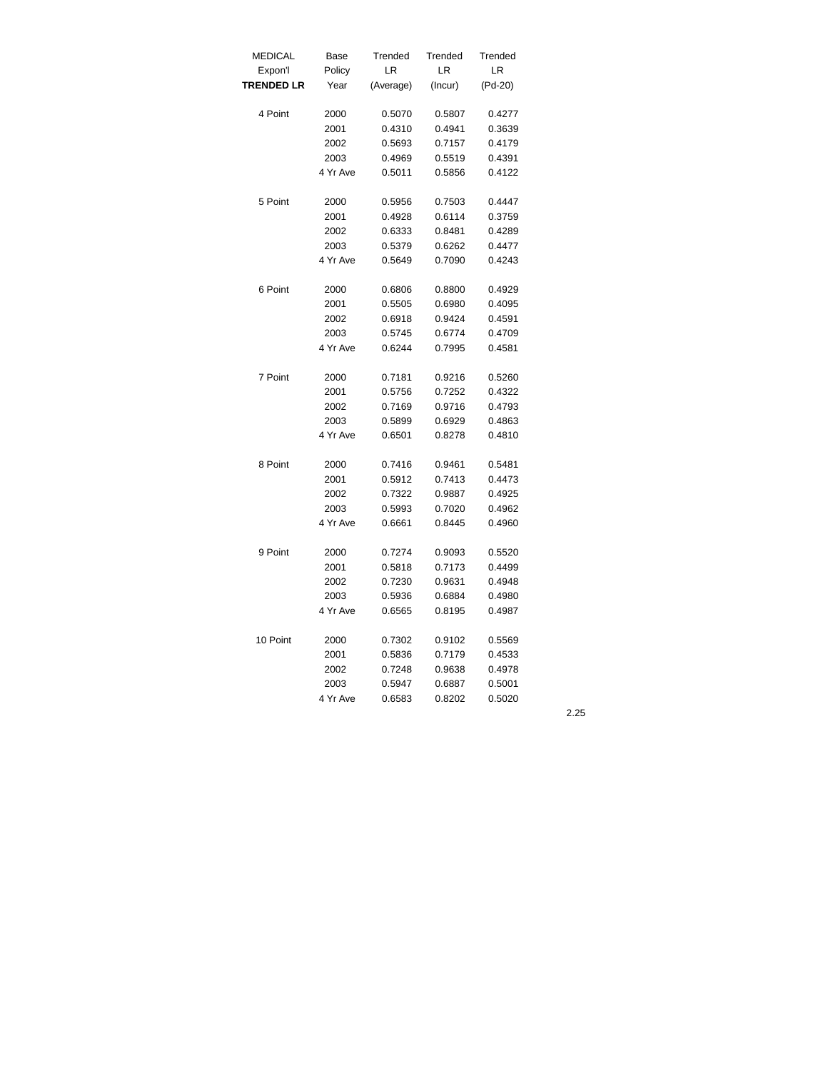| MEDICAL Expon'l **TRENDED LR** | Base Policy Year | Trended LR (Average) | Trended LR (Incur) | Trended LR (Pd-20) |
|---|---|---|---|---|
| 4 Point | 2000 | 0.5070 | 0.5807 | 0.4277 |
| | 2001 | 0.4310 | 0.4941 | 0.3639 |
| | 2002 | 0.5693 | 0.7157 | 0.4179 |
| | 2003 | 0.4969 | 0.5519 | 0.4391 |
| | 4 Yr Ave | 0.5011 | 0.5856 | 0.4122 |
| 5 Point | 2000 | 0.5956 | 0.7503 | 0.4447 |
| | 2001 | 0.4928 | 0.6114 | 0.3759 |
| | 2002 | 0.6333 | 0.8481 | 0.4289 |
| | 2003 | 0.5379 | 0.6262 | 0.4477 |
| | 4 Yr Ave | 0.5649 | 0.7090 | 0.4243 |
| 6 Point | 2000 | 0.6806 | 0.8800 | 0.4929 |
| | 2001 | 0.5505 | 0.6980 | 0.4095 |
| | 2002 | 0.6918 | 0.9424 | 0.4591 |
| | 2003 | 0.5745 | 0.6774 | 0.4709 |
| | 4 Yr Ave | 0.6244 | 0.7995 | 0.4581 |
| 7 Point | 2000 | 0.7181 | 0.9216 | 0.5260 |
| | 2001 | 0.5756 | 0.7252 | 0.4322 |
| | 2002 | 0.7169 | 0.9716 | 0.4793 |
| | 2003 | 0.5899 | 0.6929 | 0.4863 |
| | 4 Yr Ave | 0.6501 | 0.8278 | 0.4810 |
| 8 Point | 2000 | 0.7416 | 0.9461 | 0.5481 |
| | 2001 | 0.5912 | 0.7413 | 0.4473 |
| | 2002 | 0.7322 | 0.9887 | 0.4925 |
| | 2003 | 0.5993 | 0.7020 | 0.4962 |
| | 4 Yr Ave | 0.6661 | 0.8445 | 0.4960 |
| 9 Point | 2000 | 0.7274 | 0.9093 | 0.5520 |
| | 2001 | 0.5818 | 0.7173 | 0.4499 |
| | 2002 | 0.7230 | 0.9631 | 0.4948 |
| | 2003 | 0.5936 | 0.6884 | 0.4980 |
| | 4 Yr Ave | 0.6565 | 0.8195 | 0.4987 |
| 10 Point | 2000 | 0.7302 | 0.9102 | 0.5569 |
| | 2001 | 0.5836 | 0.7179 | 0.4533 |
| | 2002 | 0.7248 | 0.9638 | 0.4978 |
| | 2003 | 0.5947 | 0.6887 | 0.5001 |
| | 4 Yr Ave | 0.6583 | 0.8202 | 0.5020 |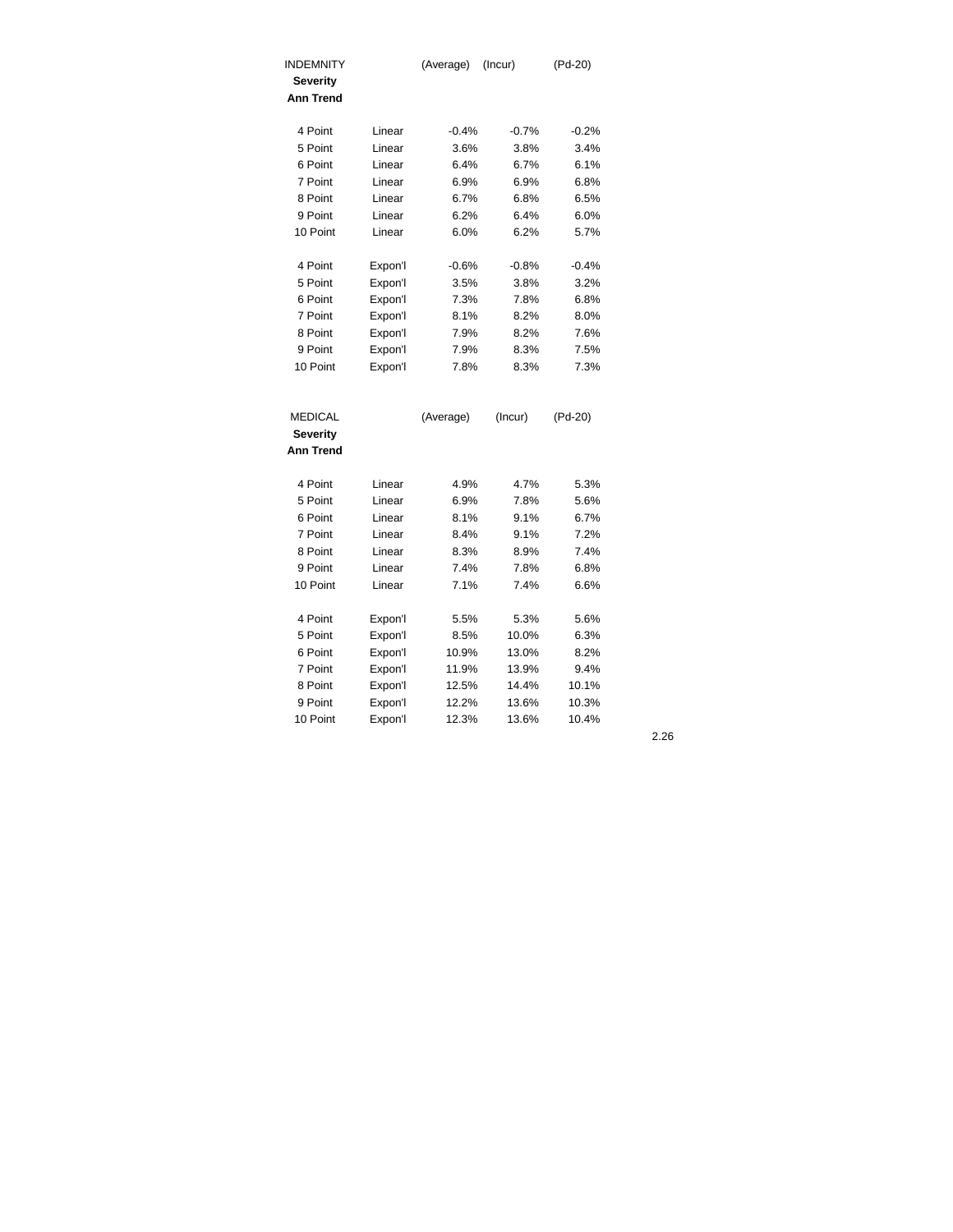| INDEMNITY Severity Ann Trend | | (Average) | (Incur) | (Pd-20) |
|---|---|---|---|---|
| 4 Point | Linear | -0.4% | -0.7% | -0.2% |
| 5 Point | Linear | 3.6% | 3.8% | 3.4% |
| 6 Point | Linear | 6.4% | 6.7% | 6.1% |
| 7 Point | Linear | 6.9% | 6.9% | 6.8% |
| 8 Point | Linear | 6.7% | 6.8% | 6.5% |
| 9 Point | Linear | 6.2% | 6.4% | 6.0% |
| 10 Point | Linear | 6.0% | 6.2% | 5.7% |
| | | | | |
| 4 Point | Expon'l | -0.6% | -0.8% | -0.4% |
| 5 Point | Expon'l | 3.5% | 3.8% | 3.2% |
| 6 Point | Expon'l | 7.3% | 7.8% | 6.8% |
| 7 Point | Expon'l | 8.1% | 8.2% | 8.0% |
| 8 Point | Expon'l | 7.9% | 8.2% | 7.6% |
| 9 Point | Expon'l | 7.9% | 8.3% | 7.5% |
| 10 Point | Expon'l | 7.8% | 8.3% | 7.3% |

| MEDICAL Severity Ann Trend | | (Average) | (Incur) | (Pd-20) |
|---|---|---|---|---|
| 4 Point | Linear | 4.9% | 4.7% | 5.3% |
| 5 Point | Linear | 6.9% | 7.8% | 5.6% |
| 6 Point | Linear | 8.1% | 9.1% | 6.7% |
| 7 Point | Linear | 8.4% | 9.1% | 7.2% |
| 8 Point | Linear | 8.3% | 8.9% | 7.4% |
| 9 Point | Linear | 7.4% | 7.8% | 6.8% |
| 10 Point | Linear | 7.1% | 7.4% | 6.6% |
| | | | | |
| 4 Point | Expon'l | 5.5% | 5.3% | 5.6% |
| 5 Point | Expon'l | 8.5% | 10.0% | 6.3% |
| 6 Point | Expon'l | 10.9% | 13.0% | 8.2% |
| 7 Point | Expon'l | 11.9% | 13.9% | 9.4% |
| 8 Point | Expon'l | 12.5% | 14.4% | 10.1% |
| 9 Point | Expon'l | 12.2% | 13.6% | 10.3% |
| 10 Point | Expon'l | 12.3% | 13.6% | 10.4% |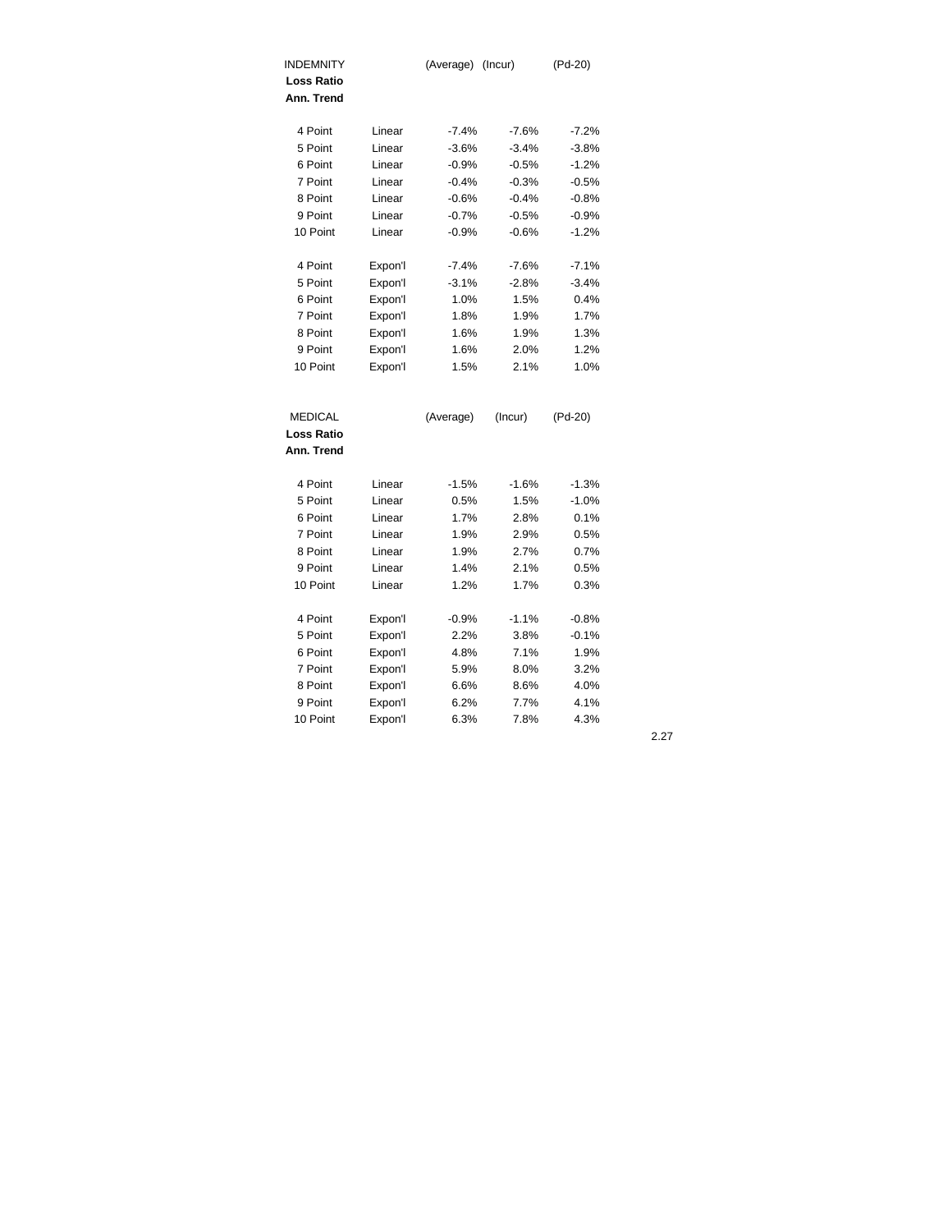| INDEMNITY Loss Ratio Ann. Trend | | (Average) | (Incur) | (Pd-20) |
|---|---|---|---|---|
| 4 Point | Linear | -7.4% | -7.6% | -7.2% |
| 5 Point | Linear | -3.6% | -3.4% | -3.8% |
| 6 Point | Linear | -0.9% | -0.5% | -1.2% |
| 7 Point | Linear | -0.4% | -0.3% | -0.5% |
| 8 Point | Linear | -0.6% | -0.4% | -0.8% |
| 9 Point | Linear | -0.7% | -0.5% | -0.9% |
| 10 Point | Linear | -0.9% | -0.6% | -1.2% |
| | | | | |
| 4 Point | Expon'l | -7.4% | -7.6% | -7.1% |
| 5 Point | Expon'l | -3.1% | -2.8% | -3.4% |
| 6 Point | Expon'l | 1.0% | 1.5% | 0.4% |
| 7 Point | Expon'l | 1.8% | 1.9% | 1.7% |
| 8 Point | Expon'l | 1.6% | 1.9% | 1.3% |
| 9 Point | Expon'l | 1.6% | 2.0% | 1.2% |
| 10 Point | Expon'l | 1.5% | 2.1% | 1.0% |

| MEDICAL Loss Ratio Ann. Trend | | (Average) | (Incur) | (Pd-20) |
|---|---|---|---|---|
| 4 Point | Linear | -1.5% | -1.6% | -1.3% |
| 5 Point | Linear | 0.5% | 1.5% | -1.0% |
| 6 Point | Linear | 1.7% | 2.8% | 0.1% |
| 7 Point | Linear | 1.9% | 2.9% | 0.5% |
| 8 Point | Linear | 1.9% | 2.7% | 0.7% |
| 9 Point | Linear | 1.4% | 2.1% | 0.5% |
| 10 Point | Linear | 1.2% | 1.7% | 0.3% |
| | | | | |
| 4 Point | Expon'l | -0.9% | -1.1% | -0.8% |
| 5 Point | Expon'l | 2.2% | 3.8% | -0.1% |
| 6 Point | Expon'l | 4.8% | 7.1% | 1.9% |
| 7 Point | Expon'l | 5.9% | 8.0% | 3.2% |
| 8 Point | Expon'l | 6.6% | 8.6% | 4.0% |
| 9 Point | Expon'l | 6.2% | 7.7% | 4.1% |
| 10 Point | Expon'l | 6.3% | 7.8% | 4.3% |